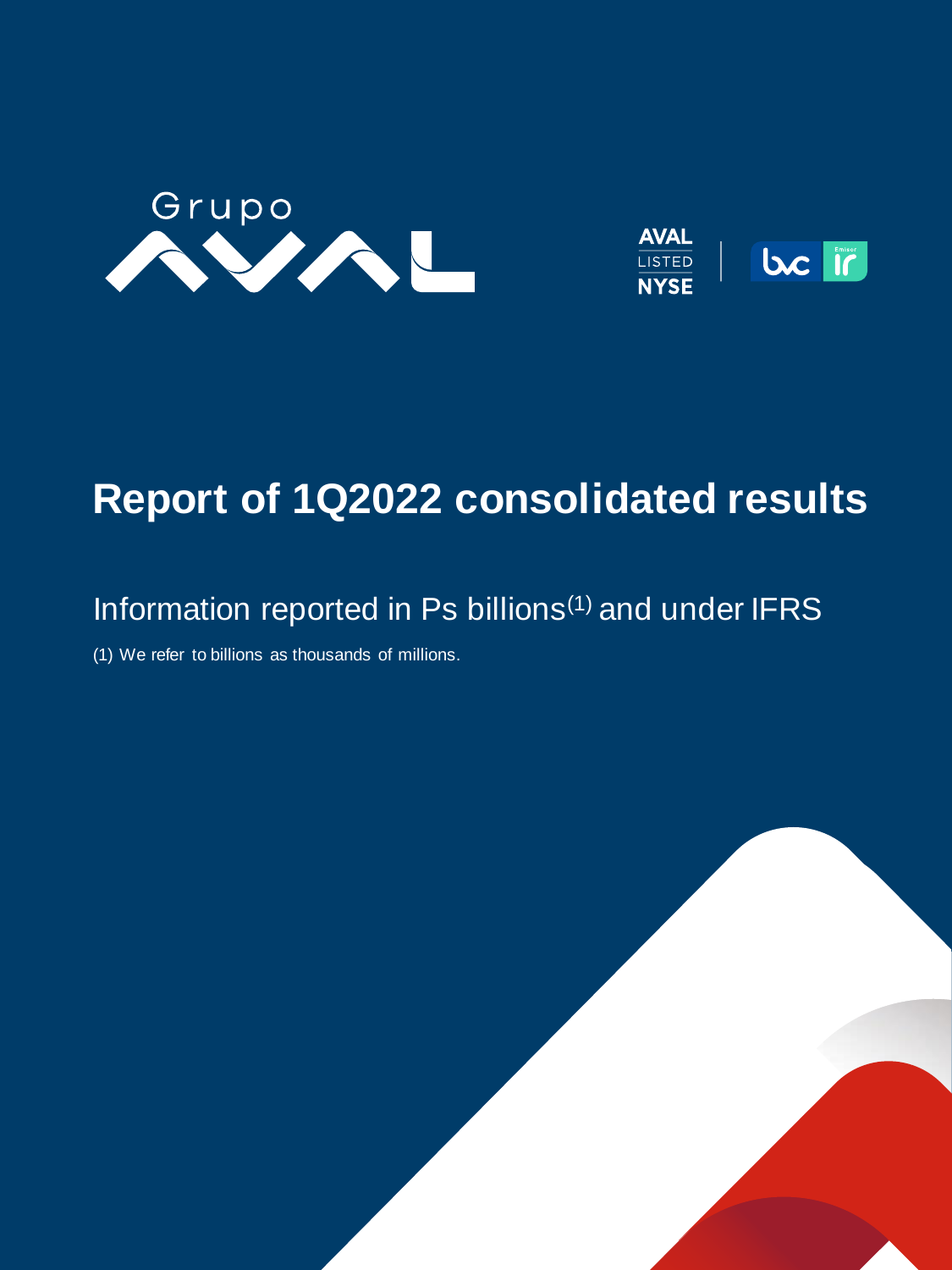# Report of 1Q2022 consolidated results

## Information reported in Ps billions[1] and under IFRS

(1) We refer to billions as thousands of millions.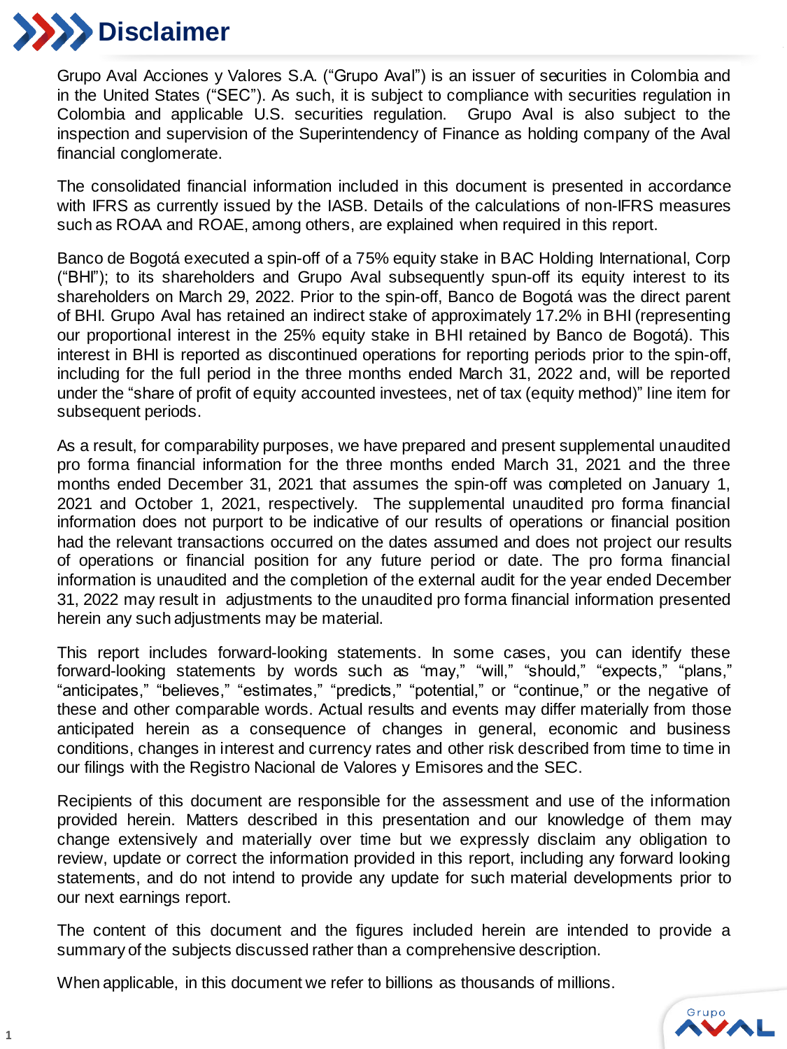# Disclaimer

Grupo Aval Acciones y Valores S.A. ("Grupo Aval") is an issuer of securities in Colombia and in the United States ("SEC"). As such, it is subject to compliance with securities regulation in Colombia and applicable U.S. securities regulation. Grupo Aval is also subject to the inspection and supervision of the Superintendency of Finance as holding company of the Aval financial conglomerate.

The consolidated financial information included in this document is presented in accordance with IFRS as currently issued by the IASB. Details of the calculations of non-IFRS measures such as ROAA and ROAE, among others, are explained when required in this report.

Banco de Bogotá executed a spin-off of a 75% equity stake in BAC Holding International, Corp ("BHI"); to its shareholders and Grupo Aval subsequently spun-off its equity interest to its shareholders on March 29, 2022. Prior to the spin-off, Banco de Bogotá was the direct parent of BHI. Grupo Aval has retained an indirect stake of approximately 17.2% in BHI (representing our proportional interest in the 25% equity stake in BHI retained by Banco de Bogotá). This interest in BHI is reported as discontinued operations for reporting periods prior to the spin-off, including for the full period in the three months ended March 31, 2022 and, will be reported under the "share of profit of equity accounted investees, net of tax (equity method)" line item for subsequent periods.

As a result, for comparability purposes, we have prepared and present supplemental unaudited pro forma financial information for the three months ended March 31, 2021 and the three months ended December 31, 2021 that assumes the spin-off was completed on January 1, 2021 and October 1, 2021, respectively. The supplemental unaudited pro forma financial information does not purport to be indicative of our results of operations or financial position had the relevant transactions occurred on the dates assumed and does not project our results of operations or financial position for any future period or date. The pro forma financial information is unaudited and the completion of the external audit for the year ended December 31, 2022 may result in adjustments to the unaudited pro forma financial information presented herein any such adjustments may be material.

This report includes forward-looking statements. In some cases, you can identify these forward-looking statements by words such as "may," "will," "should," "expects," "plans," "anticipates," "believes," "estimates," "predicts," "potential," or "continue," or the negative of these and other comparable words. Actual results and events may differ materially from those anticipated herein as a consequence of changes in general, economic and business conditions, changes in interest and currency rates and other risk described from time to time in our filings with the Registro Nacional de Valores y Emisores and the SEC.

Recipients of this document are responsible for the assessment and use of the information provided herein. Matters described in this presentation and our knowledge of them may change extensively and materially over time but we expressly disclaim any obligation to review, update or correct the information provided in this report, including any forward looking statements, and do not intend to provide any update for such material developments prior to our next earnings report.

The content of this document and the figures included herein are intended to provide a summary of the subjects discussed rather than a comprehensive description.

When applicable, in this document we refer to billions as thousands of millions.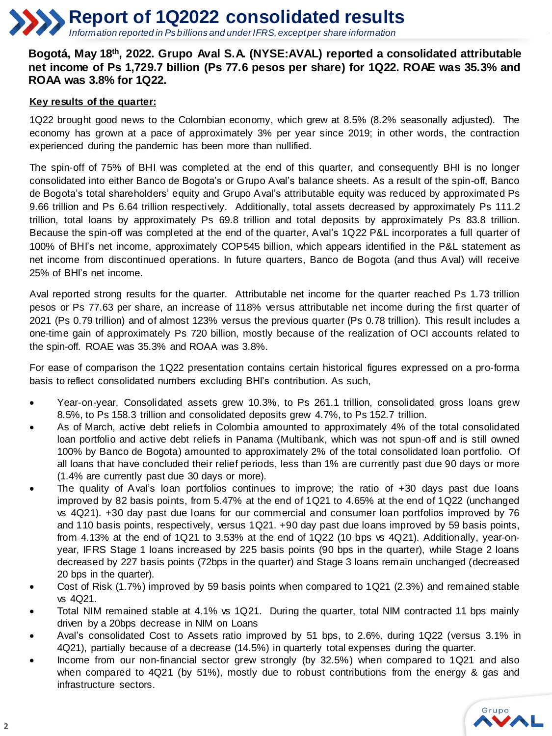# Report of 1Q2022 consolidated results

*Information reported in Ps billions and under IFRS, except per share information*

**Bogotá, May 18th, 2022. Grupo Aval S.A. (NYSE:AVAL) reported a consolidated attributable net income of Ps 1,729.7 billion (Ps 77.6 pesos per share) for 1Q22. ROAE was 35.3% and ROAA was 3.8% for 1Q22.**

**Key results of the quarter:**

1Q22 brought good news to the Colombian economy, which grew at 8.5% (8.2% seasonally adjusted). The economy has grown at a pace of approximately 3% per year since 2019; in other words, the contraction experienced during the pandemic has been more than nullified.

The spin-off of 75% of BHI was completed at the end of this quarter, and consequently BHI is no longer consolidated into either Banco de Bogota's or Grupo Aval's balance sheets. As a result of the spin-off, Banco de Bogota's total shareholders' equity and Grupo Aval's attributable equity was reduced by approximated Ps 9.66 trillion and Ps 6.64 trillion respectively. Additionally, total assets decreased by approximately Ps 111.2 trillion, total loans by approximately Ps 69.8 trillion and total deposits by approximately Ps 83.8 trillion. Because the spin-off was completed at the end of the quarter, Aval's 1Q22 P&L incorporates a full quarter of 100% of BHI's net income, approximately COP545 billion, which appears identified in the P&L statement as net income from discontinued operations. In future quarters, Banco de Bogota (and thus Aval) will receive 25% of BHI's net income.

Aval reported strong results for the quarter. Attributable net income for the quarter reached Ps 1.73 trillion pesos or Ps 77.63 per share, an increase of 118% versus attributable net income during the first quarter of 2021 (Ps 0.79 trillion) and of almost 123% versus the previous quarter (Ps 0.78 trillion). This result includes a one-time gain of approximately Ps 720 billion, mostly because of the realization of OCI accounts related to the spin-off. ROAE was 35.3% and ROAA was 3.8%.

For ease of comparison the 1Q22 presentation contains certain historical figures expressed on a pro-forma basis to reflect consolidated numbers excluding BHI's contribution. As such,

- Year-on-year, Consolidated assets grew 10.3%, to Ps 261.1 trillion, consolidated gross loans grew 8.5%, to Ps 158.3 trillion and consolidated deposits grew 4.7%, to Ps 152.7 trillion.
- As of March, active debt reliefs in Colombia amounted to approximately 4% of the total consolidated loan portfolio and active debt reliefs in Panama (Multibank, which was not spun-off and is still owned 100% by Banco de Bogota) amounted to approximately 2% of the total consolidated loan portfolio. Of all loans that have concluded their relief periods, less than 1% are currently past due 90 days or more (1.4% are currently past due 30 days or more).
- The quality of Aval's loan portfolios continues to improve; the ratio of +30 days past due loans improved by 82 basis points, from 5.47% at the end of 1Q21 to 4.65% at the end of 1Q22 (unchanged vs 4Q21). +30 day past due loans for our commercial and consumer loan portfolios improved by 76 and 110 basis points, respectively, versus 1Q21. +90 day past due loans improved by 59 basis points, from 4.13% at the end of 1Q21 to 3.53% at the end of 1Q22 (10 bps vs 4Q21). Additionally, year-on-year, IFRS Stage 1 loans increased by 225 basis points (90 bps in the quarter), while Stage 2 loans decreased by 227 basis points (72bps in the quarter) and Stage 3 loans remain unchanged (decreased 20 bps in the quarter).
- Cost of Risk (1.7%) improved by 59 basis points when compared to 1Q21 (2.3%) and remained stable vs 4Q21.
- Total NIM remained stable at 4.1% vs 1Q21. During the quarter, total NIM contracted 11 bps mainly driven by a 20bps decrease in NIM on Loans
- Aval's consolidated Cost to Assets ratio improved by 51 bps, to 2.6%, during 1Q22 (versus 3.1% in 4Q21), partially because of a decrease (14.5%) in quarterly total expenses during the quarter.
- Income from our non-financial sector grew strongly (by 32.5%) when compared to 1Q21 and also when compared to 4Q21 (by 51%), mostly due to robust contributions from the energy & gas and infrastructure sectors.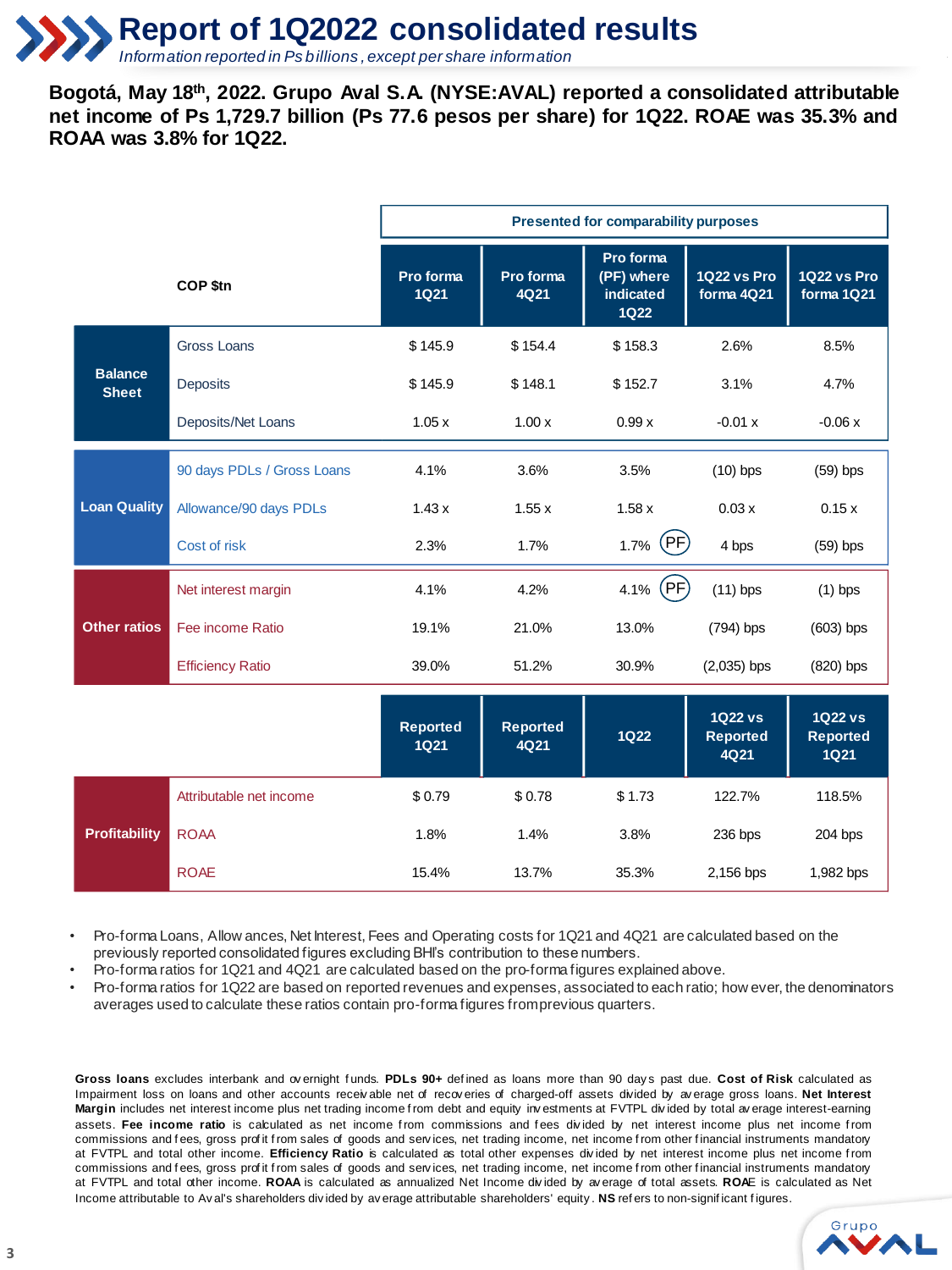# Report of 1Q2022 consolidated results

*Information reported in Ps billions, except per share information*

**Bogotá, May 18th, 2022. Grupo Aval S.A. (NYSE:AVAL) reported a consolidated attributable net income of Ps 1,729.7 billion (Ps 77.6 pesos per share) for 1Q22. ROAE was 35.3% and ROAA was 3.8% for 1Q22.**

| | COP $tn | Pro forma 1Q21 | Pro forma 4Q21 | Pro forma (PF) where indicated 1Q22 | 1Q22 vs Pro forma 4Q21 | 1Q22 vs Pro forma 1Q21 |
|---|---|---|---|---|---|---|
| | | **Presented for comparability purposes** | | | | |
| **Balance Sheet** | Gross Loans | $ 145.9 | $ 154.4 | $ 158.3 | 2.6% | 8.5% |
| | Deposits | $ 145.9 | $ 148.1 | $ 152.7 | 3.1% | 4.7% |
| | Deposits/Net Loans | 1.05 x | 1.00 x | 0.99 x | -0.01 x | -0.06 x |
| **Loan Quality** | 90 days PDLs / Gross Loans | 4.1% | 3.6% | 3.5% | (10) bps | (59) bps |
| | Allowance/90 days PDLs | 1.43 x | 1.55 x | 1.58 x | 0.03 x | 0.15 x |
| | Cost of risk | 2.3% | 1.7% | 1.7% (PF) | 4 bps | (59) bps |
| **Other ratios** | Net interest margin | 4.1% | 4.2% | 4.1% (PF) | (11) bps | (1) bps |
| | Fee income Ratio | 19.1% | 21.0% | 13.0% | (794) bps | (603) bps |
| | Efficiency Ratio | 39.0% | 51.2% | 30.9% | (2,035) bps | (820) bps |

| | | Reported 1Q21 | Reported 4Q21 | 1Q22 | 1Q22 vs Reported 4Q21 | 1Q22 vs Reported 1Q21 |
|---|---|---|---|---|---|---|
| **Profitability** | Attributable net income | $ 0.79 | $ 0.78 | $ 1.73 | 122.7% | 118.5% |
| | ROAA | 1.8% | 1.4% | 3.8% | 236 bps | 204 bps |
| | ROAE | 15.4% | 13.7% | 35.3% | 2,156 bps | 1,982 bps |

- Pro-forma Loans, Allowances, Net Interest, Fees and Operating costs for 1Q21 and 4Q21 are calculated based on the previously reported consolidated figures excluding BHI's contribution to these numbers.
- Pro-forma ratios for 1Q21 and 4Q21 are calculated based on the pro-forma figures explained above.
- Pro-forma ratios for 1Q22 are based on reported revenues and expenses, associated to each ratio; however, the denominators averages used to calculate these ratios contain pro-forma figures from previous quarters.

**Gross loans** excludes interbank and overnight funds. **PDLs 90+** defined as loans more than 90 days past due. **Cost of Risk** calculated as Impairment loss on loans and other accounts receivable net of recoveries of charged-off assets divided by average gross loans. **Net Interest Margin** includes net interest income plus net trading income from debt and equity investments at FVTPL divided by total average interest-earning assets. **Fee income ratio** is calculated as net income from commissions and fees divided by net interest income plus net income from commissions and fees, gross profit from sales of goods and services, net trading income, net income from other financial instruments mandatory at FVTPL and total other income. **Efficiency Ratio** is calculated as total other expenses divided by net interest income plus net income from commissions and fees, gross profit from sales of goods and services, net trading income, net income from other financial instruments mandatory at FVTPL and total other income. **ROAA** is calculated as annualized Net Income divided by average of total assets. **ROAE** is calculated as Net Income attributable to Aval's shareholders divided by average attributable shareholders' equity. **NS** refers to non-significant figures.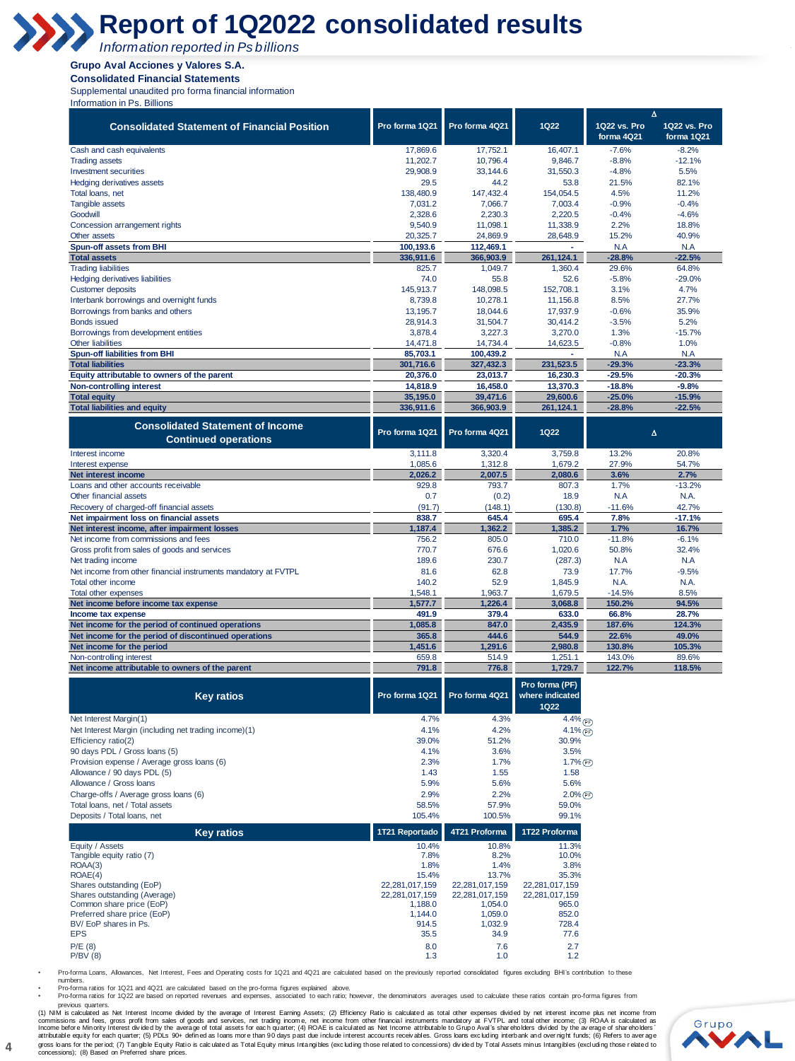# Report of 1Q2022 consolidated results

*Information reported in Ps billions*

**Grupo Aval Acciones y Valores S.A.**
**Consolidated Financial Statements**
Supplemental unaudited pro forma financial information
Information in Ps. Billions

| Consolidated Statement of Financial Position | Pro forma 1Q21 | Pro forma 4Q21 | 1Q22 | Δ 1Q22 vs. Pro forma 4Q21 | Δ 1Q22 vs. Pro forma 1Q21 |
|---|---|---|---|---|---|
| Cash and cash equivalents | 17,869.6 | 17,752.1 | 16,407.1 | -7.6% | -8.2% |
| Trading assets | 11,202.7 | 10,796.4 | 9,846.7 | -8.8% | -12.1% |
| Investment securities | 29,908.9 | 33,144.6 | 31,550.3 | -4.8% | 5.5% |
| Hedging derivatives assets | 29.5 | 44.2 | 53.8 | 21.5% | 82.1% |
| Total loans, net | 138,480.9 | 147,432.4 | 154,054.5 | 4.5% | 11.2% |
| Tangible assets | 7,031.2 | 7,066.7 | 7,003.4 | -0.9% | -0.4% |
| Goodwill | 2,328.6 | 2,230.3 | 2,220.5 | -0.4% | -4.6% |
| Concession arrangement rights | 9,540.9 | 11,098.1 | 11,338.9 | 2.2% | 18.8% |
| Other assets | 20,325.7 | 24,869.9 | 28,648.9 | 15.2% | 40.9% |
| **Spun-off assets from BHI** | **100,193.6** | **112,469.1** | **-** | **N.A** | **N.A** |
| **Total assets** | **336,911.6** | **366,903.9** | **261,124.1** | **-28.8%** | **-22.5%** |
| Trading liabilities | 825.7 | 1,049.7 | 1,360.4 | 29.6% | 64.8% |
| Hedging derivatives liabilities | 74.0 | 55.8 | 52.6 | -5.8% | -29.0% |
| Customer deposits | 145,913.7 | 148,098.5 | 152,708.1 | 3.1% | 4.7% |
| Interbank borrowings and overnight funds | 8,739.8 | 10,278.1 | 11,156.8 | 8.5% | 27.7% |
| Borrowings from banks and others | 13,195.7 | 18,044.6 | 17,937.9 | -0.6% | 35.9% |
| Bonds issued | 28,914.3 | 31,504.7 | 30,414.2 | -3.5% | 5.2% |
| Borrowings from development entities | 3,878.4 | 3,227.3 | 3,270.0 | 1.3% | -15.7% |
| Other liabilities | 14,471.8 | 14,734.4 | 14,623.5 | -0.8% | 1.0% |
| **Spun-off liabilities from BHI** | **85,703.1** | **100,439.2** | **-** | **N.A** | **N.A** |
| **Total liabilities** | **301,716.6** | **327,432.3** | **231,523.5** | **-29.3%** | **-23.3%** |
| **Equity attributable to owners of the parent** | **20,376.0** | **23,013.7** | **16,230.3** | **-29.5%** | **-20.3%** |
| **Non-controlling interest** | **14,818.9** | **16,458.0** | **13,370.3** | **-18.8%** | **-9.8%** |
| **Total equity** | **35,195.0** | **39,471.6** | **29,600.6** | **-25.0%** | **-15.9%** |
| **Total liabilities and equity** | **336,911.6** | **366,903.9** | **261,124.1** | **-28.8%** | **-22.5%** |

| Consolidated Statement of Income Continued operations | Pro forma 1Q21 | Pro forma 4Q21 | 1Q22 | Δ | |
|---|---|---|---|---|---|
| Interest income | 3,111.8 | 3,320.4 | 3,759.8 | 13.2% | 20.8% |
| Interest expense | 1,085.6 | 1,312.8 | 1,679.2 | 27.9% | 54.7% |
| **Net interest income** | **2,026.2** | **2,007.5** | **2,080.6** | **3.6%** | **2.7%** |
| Loans and other accounts receivable | 929.8 | 793.7 | 807.3 | 1.7% | -13.2% |
| Other financial assets | 0.7 | (0.2) | 18.9 | N.A | N.A. |
| Recovery of charged-off financial assets | (91.7) | (148.1) | (130.8) | -11.6% | 42.7% |
| **Net impairment loss on financial assets** | **838.7** | **645.4** | **695.4** | **7.8%** | **-17.1%** |
| **Net interest income, after impairment losses** | **1,187.4** | **1,362.2** | **1,385.2** | **1.7%** | **16.7%** |
| Net income from commissions and fees | 756.2 | 805.0 | 710.0 | -11.8% | -6.1% |
| Gross profit from sales of goods and services | 770.7 | 676.6 | 1,020.6 | 50.8% | 32.4% |
| Net trading income | 189.6 | 230.7 | (287.3) | N.A | N.A |
| Net income from other financial instruments mandatory at FVTPL | 81.6 | 62.8 | 73.9 | 17.7% | -9.5% |
| Total other income | 140.2 | 52.9 | 1,845.9 | N.A. | N.A. |
| Total other expenses | 1,548.1 | 1,963.7 | 1,679.5 | -14.5% | 8.5% |
| **Net income before income tax expense** | **1,577.7** | **1,226.4** | **3,068.8** | **150.2%** | **94.5%** |
| **Income tax expense** | **491.9** | **379.4** | **633.0** | **66.8%** | **28.7%** |
| **Net income for the period of continued operations** | **1,085.8** | **847.0** | **2,435.9** | **187.6%** | **124.3%** |
| **Net income for the period of discontinued operations** | **365.8** | **444.6** | **544.9** | **22.6%** | **49.0%** |
| **Net income for the period** | **1,451.6** | **1,291.6** | **2,980.8** | **130.8%** | **105.3%** |
| Non-controlling interest | 659.8 | 514.9 | 1,251.1 | 143.0% | 89.6% |
| **Net income attributable to owners of the parent** | **791.8** | **776.8** | **1,729.7** | **122.7%** | **118.5%** |

| Key ratios | Pro forma 1Q21 | Pro forma 4Q21 | Pro forma (PF) where indicated 1Q22 |
|---|---|---|---|
| Net Interest Margin(1) | 4.7% | 4.3% | 4.4% (PF) |
| Net Interest Margin (including net trading income)(1) | 4.1% | 4.2% | 4.1% (PF) |
| Efficiency ratio(2) | 39.0% | 51.2% | 30.9% |
| 90 days PDL / Gross loans (5) | 4.1% | 3.6% | 3.5% |
| Provision expense / Average gross loans (6) | 2.3% | 1.7% | 1.7% (PF) |
| Allowance / 90 days PDL (5) | 1.43 | 1.55 | 1.58 |
| Allowance / Gross loans | 5.9% | 5.6% | 5.6% |
| Charge-offs / Average gross loans (6) | 2.9% | 2.2% | 2.0% (PF) |
| Total loans, net / Total assets | 58.5% | 57.9% | 59.0% |
| Deposits / Total loans, net | 105.4% | 100.5% | 99.1% |

| Key ratios | 1T21 Reportado | 4T21 Proforma | 1T22 Proforma |
|---|---|---|---|
| Equity / Assets | 10.4% | 10.8% | 11.3% |
| Tangible equity ratio (7) | 7.8% | 8.2% | 10.0% |
| ROAA(3) | 1.8% | 1.4% | 3.8% |
| ROAE(4) | 15.4% | 13.7% | 35.3% |
| Shares outstanding (EoP) | 22,281,017,159 | 22,281,017,159 | 22,281,017,159 |
| Shares outstanding (Average) | 22,281,017,159 | 22,281,017,159 | 22,281,017,159 |
| Common share price (EoP) | 1,188.0 | 1,054.0 | 965.0 |
| Preferred share price (EoP) | 1,144.0 | 1,059.0 | 852.0 |
| BV/ EoP shares in Ps. | 914.5 | 1,032.9 | 728.4 |
| EPS | 35.5 | 34.9 | 77.6 |
| P/E (8) | 8.0 | 7.6 | 2.7 |
| P/BV (8) | 1.3 | 1.0 | 1.2 |

- Pro-forma Loans, Allowances, Net Interest, Fees and Operating costs for 1Q21 and 4Q21 are calculated based on the previously reported consolidated figures excluding BHI's contribution to these numbers.
- Pro-forma ratios for 1Q21 and 4Q21 are calculated based on the pro-forma figures explained above.
- Pro-forma ratios for 1Q22 are based on reported revenues and expenses, associated to each ratio; however, the denominators averages used to calculate these ratios contain pro-forma figures from previous quarters.

(1) NIM is calculated as Net Interest Income divided by the average of Interest Earning Assets; (2) Efficiency Ratio is calculated as total other expenses divided by net interest income plus net income from commissions and fees, gross profit from sales of goods and services, net trading income, net income from other financial instruments mandatory at FVTPL and total other income; (3) ROAA is calculated as Income before Minority Interest divided by the average of total assets for each quarter; (4) ROAE is calculated as Net Income attributable to Grupo Aval's shareholders divided by the average of shareholders' attributable equity for each quarter; (5) PDLs 90+ defined as loans more than 90 days past due include interest accounts receivables. Gross loans excluding interbank and overnight funds; (6) Refers to average gross loans for the period; (7) Tangible Equity Ratio is calculated as Total Equity minus Intangibles (excluding those related to concessions) divided by Total Assets minus Intangibles (excluding those related to concessions); (8) Based on Preferred share prices.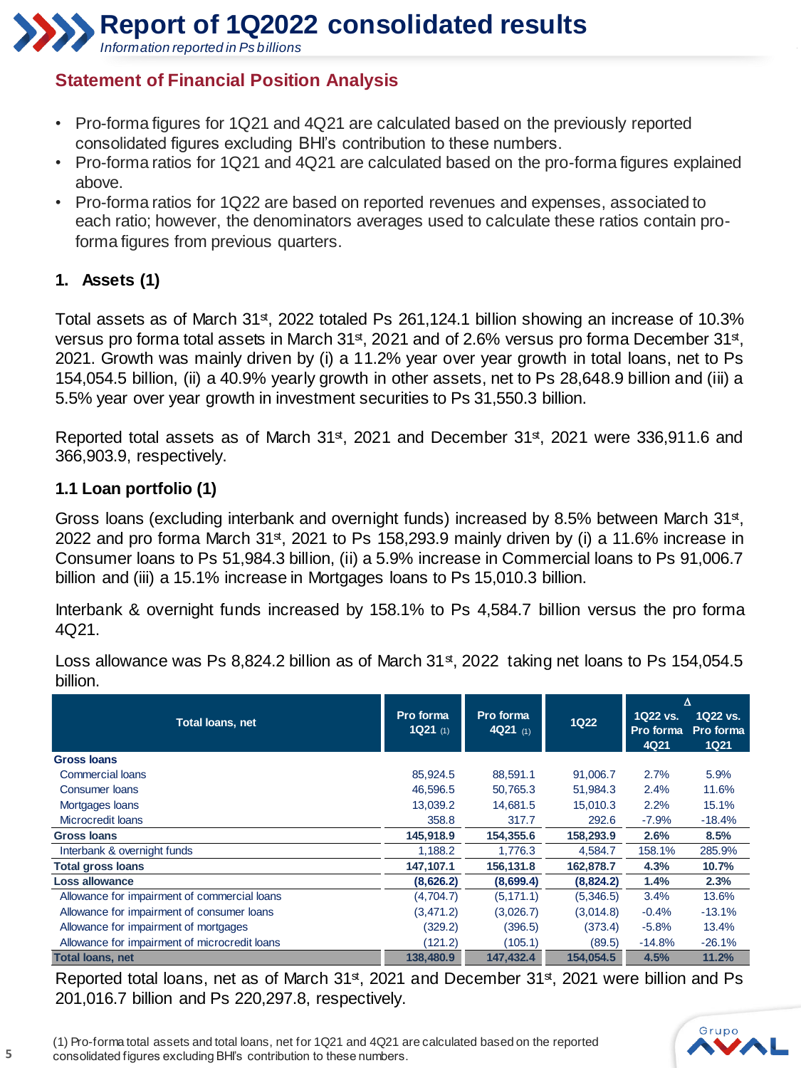# Report of 1Q2022 consolidated results

*Information reported in Ps billions*

## Statement of Financial Position Analysis

- Pro-forma figures for 1Q21 and 4Q21 are calculated based on the previously reported consolidated figures excluding BHI's contribution to these numbers.
- Pro-forma ratios for 1Q21 and 4Q21 are calculated based on the pro-forma figures explained above.
- Pro-forma ratios for 1Q22 are based on reported revenues and expenses, associated to each ratio; however, the denominators averages used to calculate these ratios contain pro-forma figures from previous quarters.

### 1. Assets (1)

Total assets as of March 31st, 2022 totaled Ps 261,124.1 billion showing an increase of 10.3% versus pro forma total assets in March 31st, 2021 and of 2.6% versus pro forma December 31st, 2021. Growth was mainly driven by (i) a 11.2% year over year growth in total loans, net to Ps 154,054.5 billion, (ii) a 40.9% yearly growth in other assets, net to Ps 28,648.9 billion and (iii) a 5.5% year over year growth in investment securities to Ps 31,550.3 billion.

Reported total assets as of March 31st, 2021 and December 31st, 2021 were 336,911.6 and 366,903.9, respectively.

### 1.1 Loan portfolio (1)

Gross loans (excluding interbank and overnight funds) increased by 8.5% between March 31st, 2022 and pro forma March 31st, 2021 to Ps 158,293.9 mainly driven by (i) a 11.6% increase in Consumer loans to Ps 51,984.3 billion, (ii) a 5.9% increase in Commercial loans to Ps 91,006.7 billion and (iii) a 15.1% increase in Mortgages loans to Ps 15,010.3 billion.

Interbank & overnight funds increased by 158.1% to Ps 4,584.7 billion versus the pro forma 4Q21.

Loss allowance was Ps 8,824.2 billion as of March 31st, 2022 taking net loans to Ps 154,054.5 billion.

| Total loans, net | Pro forma 1Q21 (1) | Pro forma 4Q21 (1) | 1Q22 | Δ 1Q22 vs. Pro forma 4Q21 | Δ 1Q22 vs. Pro forma 1Q21 |
|---|---|---|---|---|---|
| **Gross loans** | | | | | |
| Commercial loans | 85,924.5 | 88,591.1 | 91,006.7 | 2.7% | 5.9% |
| Consumer loans | 46,596.5 | 50,765.3 | 51,984.3 | 2.4% | 11.6% |
| Mortgages loans | 13,039.2 | 14,681.5 | 15,010.3 | 2.2% | 15.1% |
| Microcredit loans | 358.8 | 317.7 | 292.6 | -7.9% | -18.4% |
| **Gross loans** | **145,918.9** | **154,355.6** | **158,293.9** | **2.6%** | **8.5%** |
| Interbank & overnight funds | 1,188.2 | 1,776.3 | 4,584.7 | 158.1% | 285.9% |
| **Total gross loans** | **147,107.1** | **156,131.8** | **162,878.7** | **4.3%** | **10.7%** |
| **Loss allowance** | **(8,626.2)** | **(8,699.4)** | **(8,824.2)** | **1.4%** | **2.3%** |
| Allowance for impairment of commercial loans | (4,704.7) | (5,171.1) | (5,346.5) | 3.4% | 13.6% |
| Allowance for impairment of consumer loans | (3,471.2) | (3,026.7) | (3,014.8) | -0.4% | -13.1% |
| Allowance for impairment of mortgages | (329.2) | (396.5) | (373.4) | -5.8% | 13.4% |
| Allowance for impairment of microcredit loans | (121.2) | (105.1) | (89.5) | -14.8% | -26.1% |
| **Total loans, net** | **138,480.9** | **147,432.4** | **154,054.5** | **4.5%** | **11.2%** |

Reported total loans, net as of March 31st, 2021 and December 31st, 2021 were billion and Ps 201,016.7 billion and Ps 220,297.8, respectively.

(1) Pro-forma total assets and total loans, net for 1Q21 and 4Q21 are calculated based on the reported consolidated figures excluding BHI's contribution to these numbers.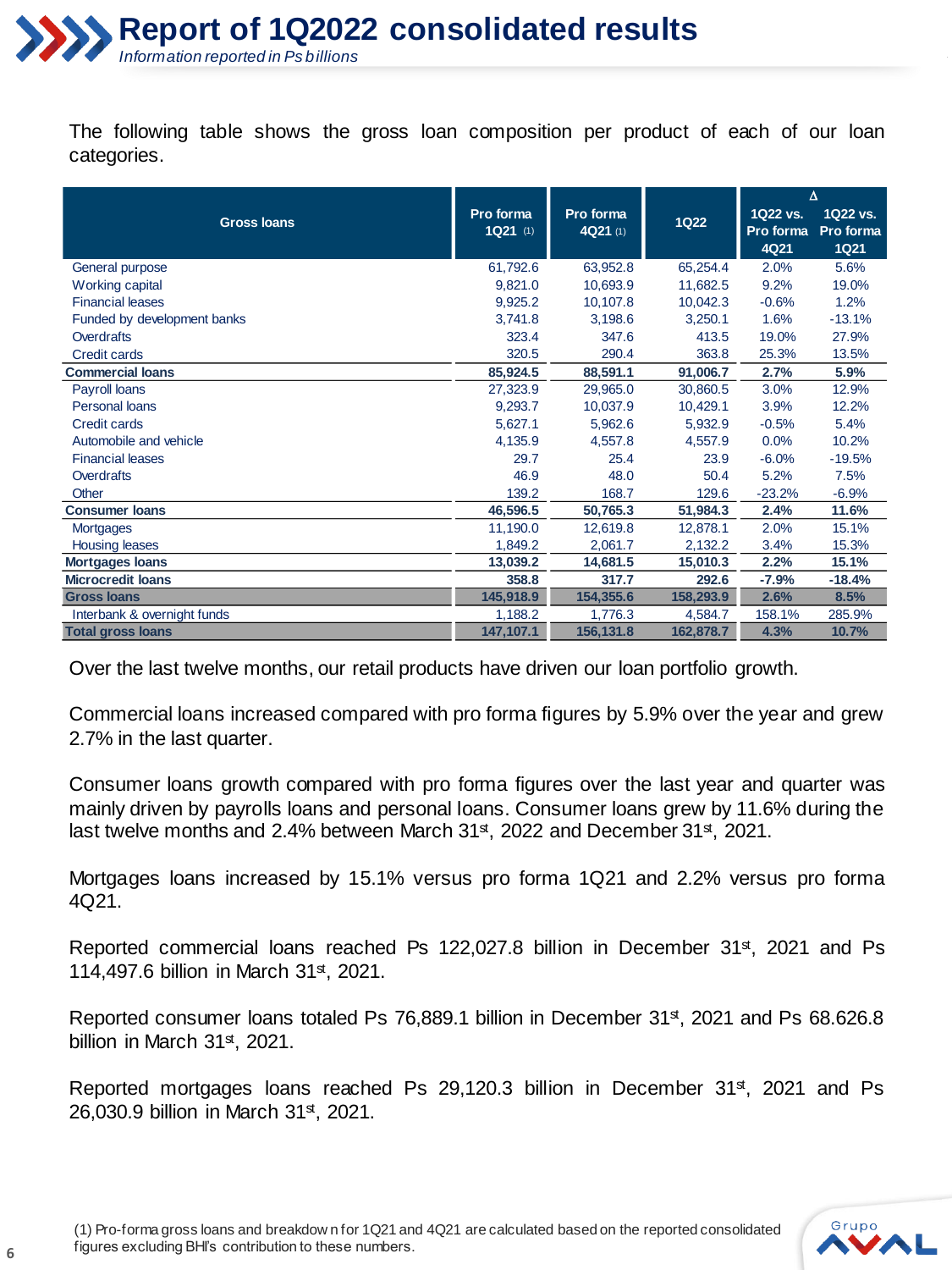# Report of 1Q2022 consolidated results

*Information reported in Ps billions*

The following table shows the gross loan composition per product of each of our loan categories.

| Gross loans | Pro forma 1Q21 (1) | Pro forma 4Q21 (1) | 1Q22 | Δ 1Q22 vs. Pro forma 4Q21 | Δ 1Q22 vs. Pro forma 1Q21 |
|---|---|---|---|---|---|
| General purpose | 61,792.6 | 63,952.8 | 65,254.4 | 2.0% | 5.6% |
| Working capital | 9,821.0 | 10,693.9 | 11,682.5 | 9.2% | 19.0% |
| Financial leases | 9,925.2 | 10,107.8 | 10,042.3 | -0.6% | 1.2% |
| Funded by development banks | 3,741.8 | 3,198.6 | 3,250.1 | 1.6% | -13.1% |
| Overdrafts | 323.4 | 347.6 | 413.5 | 19.0% | 27.9% |
| Credit cards | 320.5 | 290.4 | 363.8 | 25.3% | 13.5% |
| **Commercial loans** | **85,924.5** | **88,591.1** | **91,006.7** | **2.7%** | **5.9%** |
| Payroll loans | 27,323.9 | 29,965.0 | 30,860.5 | 3.0% | 12.9% |
| Personal loans | 9,293.7 | 10,037.9 | 10,429.1 | 3.9% | 12.2% |
| Credit cards | 5,627.1 | 5,962.6 | 5,932.9 | -0.5% | 5.4% |
| Automobile and vehicle | 4,135.9 | 4,557.8 | 4,557.9 | 0.0% | 10.2% |
| Financial leases | 29.7 | 25.4 | 23.9 | -6.0% | -19.5% |
| Overdrafts | 46.9 | 48.0 | 50.4 | 5.2% | 7.5% |
| Other | 139.2 | 168.7 | 129.6 | -23.2% | -6.9% |
| **Consumer loans** | **46,596.5** | **50,765.3** | **51,984.3** | **2.4%** | **11.6%** |
| Mortgages | 11,190.0 | 12,619.8 | 12,878.1 | 2.0% | 15.1% |
| Housing leases | 1,849.2 | 2,061.7 | 2,132.2 | 3.4% | 15.3% |
| **Mortgages loans** | **13,039.2** | **14,681.5** | **15,010.3** | **2.2%** | **15.1%** |
| **Microcredit loans** | **358.8** | **317.7** | **292.6** | **-7.9%** | **-18.4%** |
| **Gross loans** | **145,918.9** | **154,355.6** | **158,293.9** | **2.6%** | **8.5%** |
| Interbank & overnight funds | 1,188.2 | 1,776.3 | 4,584.7 | 158.1% | 285.9% |
| **Total gross loans** | **147,107.1** | **156,131.8** | **162,878.7** | **4.3%** | **10.7%** |

Over the last twelve months, our retail products have driven our loan portfolio growth.

Commercial loans increased compared with pro forma figures by 5.9% over the year and grew 2.7% in the last quarter.

Consumer loans growth compared with pro forma figures over the last year and quarter was mainly driven by payrolls loans and personal loans. Consumer loans grew by 11.6% during the last twelve months and 2.4% between March 31st, 2022 and December 31st, 2021.

Mortgages loans increased by 15.1% versus pro forma 1Q21 and 2.2% versus pro forma 4Q21.

Reported commercial loans reached Ps 122,027.8 billion in December 31st, 2021 and Ps 114,497.6 billion in March 31st, 2021.

Reported consumer loans totaled Ps 76,889.1 billion in December 31st, 2021 and Ps 68.626.8 billion in March 31st, 2021.

Reported mortgages loans reached Ps 29,120.3 billion in December 31st, 2021 and Ps 26,030.9 billion in March 31st, 2021.

(1) Pro-forma gross loans and breakdown for 1Q21 and 4Q21 are calculated based on the reported consolidated figures excluding BHI's contribution to these numbers.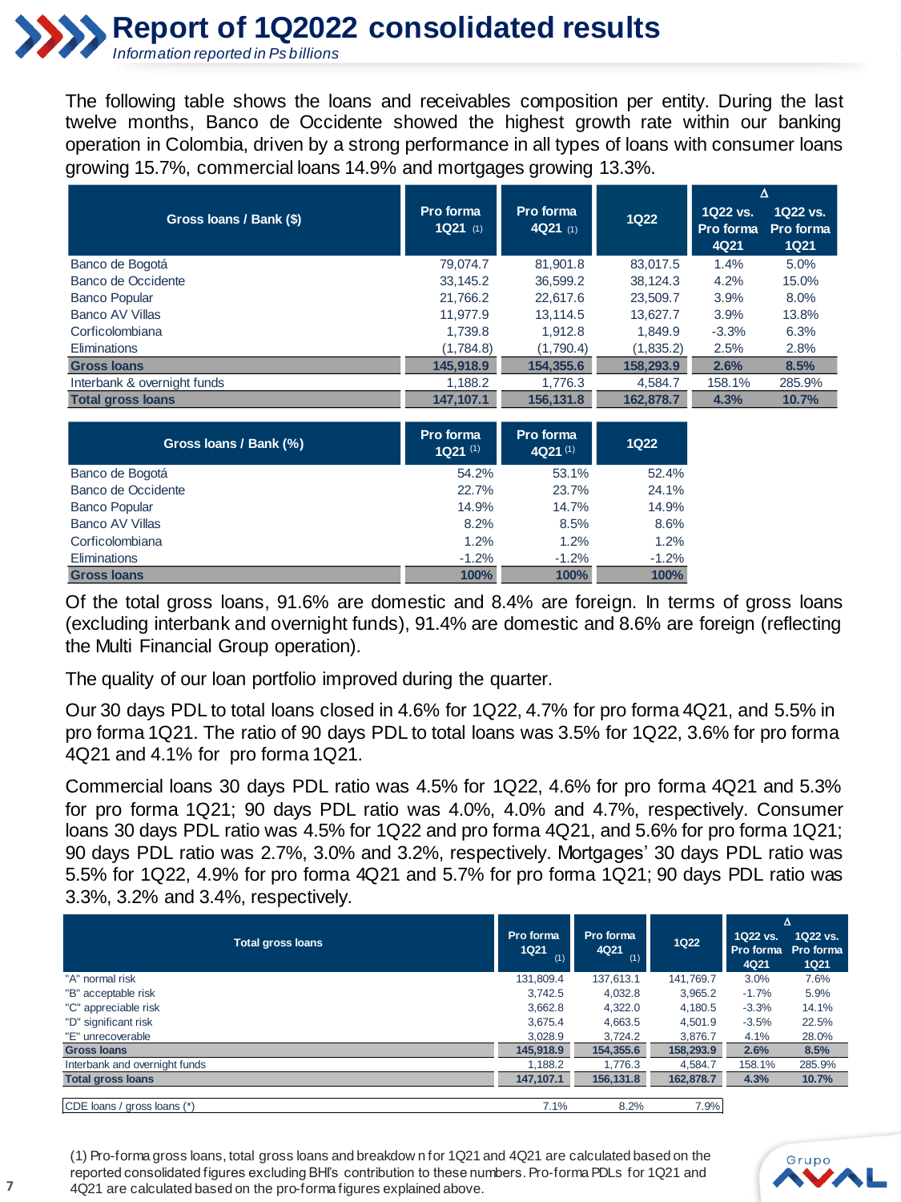# Report of 1Q2022 consolidated results

*Information reported in Ps billions*

The following table shows the loans and receivables composition per entity. During the last twelve months, Banco de Occidente showed the highest growth rate within our banking operation in Colombia, driven by a strong performance in all types of loans with consumer loans growing 15.7%, commercial loans 14.9% and mortgages growing 13.3%.

| Gross loans / Bank ($) | Pro forma 1Q21 (1) | Pro forma 4Q21 (1) | 1Q22 | Δ 1Q22 vs. Pro forma 4Q21 | Δ 1Q22 vs. Pro forma 1Q21 |
|---|---|---|---|---|---|
| Banco de Bogotá | 79,074.7 | 81,901.8 | 83,017.5 | 1.4% | 5.0% |
| Banco de Occidente | 33,145.2 | 36,599.2 | 38,124.3 | 4.2% | 15.0% |
| Banco Popular | 21,766.2 | 22,617.6 | 23,509.7 | 3.9% | 8.0% |
| Banco AV Villas | 11,977.9 | 13,114.5 | 13,627.7 | 3.9% | 13.8% |
| Corficolombiana | 1,739.8 | 1,912.8 | 1,849.9 | -3.3% | 6.3% |
| Eliminations | (1,784.8) | (1,790.4) | (1,835.2) | 2.5% | 2.8% |
| **Gross loans** | **145,918.9** | **154,355.6** | **158,293.9** | **2.6%** | **8.5%** |
| Interbank & overnight funds | 1,188.2 | 1,776.3 | 4,584.7 | 158.1% | 285.9% |
| **Total gross loans** | **147,107.1** | **156,131.8** | **162,878.7** | **4.3%** | **10.7%** |

| Gross loans / Bank (%) | Pro forma 1Q21 (1) | Pro forma 4Q21 (1) | 1Q22 |
|---|---|---|---|
| Banco de Bogotá | 54.2% | 53.1% | 52.4% |
| Banco de Occidente | 22.7% | 23.7% | 24.1% |
| Banco Popular | 14.9% | 14.7% | 14.9% |
| Banco AV Villas | 8.2% | 8.5% | 8.6% |
| Corficolombiana | 1.2% | 1.2% | 1.2% |
| Eliminations | -1.2% | -1.2% | -1.2% |
| **Gross loans** | **100%** | **100%** | **100%** |

Of the total gross loans, 91.6% are domestic and 8.4% are foreign. In terms of gross loans (excluding interbank and overnight funds), 91.4% are domestic and 8.6% are foreign (reflecting the Multi Financial Group operation).

The quality of our loan portfolio improved during the quarter.

Our 30 days PDL to total loans closed in 4.6% for 1Q22, 4.7% for pro forma 4Q21, and 5.5% in pro forma 1Q21. The ratio of 90 days PDL to total loans was 3.5% for 1Q22, 3.6% for pro forma 4Q21 and 4.1% for pro forma 1Q21.

Commercial loans 30 days PDL ratio was 4.5% for 1Q22, 4.6% for pro forma 4Q21 and 5.3% for pro forma 1Q21; 90 days PDL ratio was 4.0%, 4.0% and 4.7%, respectively. Consumer loans 30 days PDL ratio was 4.5% for 1Q22 and pro forma 4Q21, and 5.6% for pro forma 1Q21; 90 days PDL ratio was 2.7%, 3.0% and 3.2%, respectively. Mortgages' 30 days PDL ratio was 5.5% for 1Q22, 4.9% for pro forma 4Q21 and 5.7% for pro forma 1Q21; 90 days PDL ratio was 3.3%, 3.2% and 3.4%, respectively.

| Total gross loans | Pro forma 1Q21 (1) | Pro forma 4Q21 (1) | 1Q22 | Δ 1Q22 vs. Pro forma 4Q21 | Δ 1Q22 vs. Pro forma 1Q21 |
|---|---|---|---|---|---|
| "A" normal risk | 131,809.4 | 137,613.1 | 141,769.7 | 3.0% | 7.6% |
| "B" acceptable risk | 3,742.5 | 4,032.8 | 3,965.2 | -1.7% | 5.9% |
| "C" appreciable risk | 3,662.8 | 4,322.0 | 4,180.5 | -3.3% | 14.1% |
| "D" significant risk | 3,675.4 | 4,663.5 | 4,501.9 | -3.5% | 22.5% |
| "E" unrecoverable | 3,028.9 | 3,724.2 | 3,876.7 | 4.1% | 28.0% |
| **Gross loans** | **145,918.9** | **154,355.6** | **158,293.9** | **2.6%** | **8.5%** |
| Interbank and overnight funds | 1,188.2 | 1,776.3 | 4,584.7 | 158.1% | 285.9% |
| **Total gross loans** | **147,107.1** | **156,131.8** | **162,878.7** | **4.3%** | **10.7%** |
| | | | | | |
| CDE loans / gross loans (*) | 7.1% | 8.2% | 7.9% | | |

(1) Pro-forma gross loans, total gross loans and breakdown for 1Q21 and 4Q21 are calculated based on the reported consolidated figures excluding BHI's contribution to these numbers. Pro-forma PDLs for 1Q21 and 4Q21 are calculated based on the pro-forma figures explained above.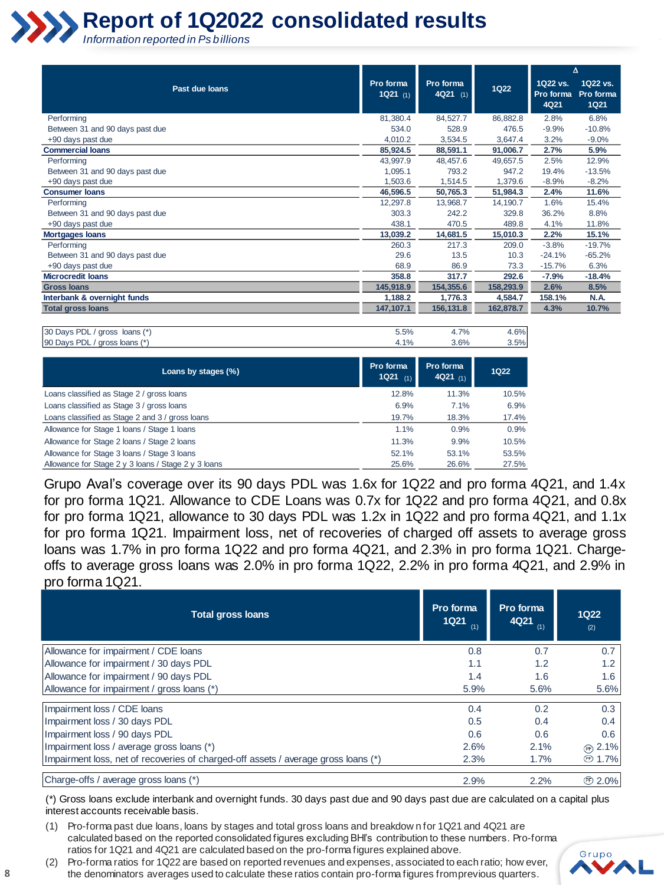# Report of 1Q2022 consolidated results

*Information reported in Ps billions*

| Past due loans | Pro forma 1Q21 (1) | Pro forma 4Q21 (1) | 1Q22 | Δ 1Q22 vs. Pro forma 4Q21 | Δ 1Q22 vs. Pro forma 1Q21 |
|---|---|---|---|---|---|
| Performing | 81,380.4 | 84,527.7 | 86,882.8 | 2.8% | 6.8% |
| Between 31 and 90 days past due | 534.0 | 528.9 | 476.5 | -9.9% | -10.8% |
| +90 days past due | 4,010.2 | 3,534.5 | 3,647.4 | 3.2% | -9.0% |
| **Commercial loans** | **85,924.5** | **88,591.1** | **91,006.7** | **2.7%** | **5.9%** |
| Performing | 43,997.9 | 48,457.6 | 49,657.5 | 2.5% | 12.9% |
| Between 31 and 90 days past due | 1,095.1 | 793.2 | 947.2 | 19.4% | -13.5% |
| +90 days past due | 1,503.6 | 1,514.5 | 1,379.6 | -8.9% | -8.2% |
| **Consumer loans** | **46,596.5** | **50,765.3** | **51,984.3** | **2.4%** | **11.6%** |
| Performing | 12,297.8 | 13,968.7 | 14,190.7 | 1.6% | 15.4% |
| Between 31 and 90 days past due | 303.3 | 242.2 | 329.8 | 36.2% | 8.8% |
| +90 days past due | 438.1 | 470.5 | 489.8 | 4.1% | 11.8% |
| **Mortgages loans** | **13,039.2** | **14,681.5** | **15,010.3** | **2.2%** | **15.1%** |
| Performing | 260.3 | 217.3 | 209.0 | -3.8% | -19.7% |
| Between 31 and 90 days past due | 29.6 | 13.5 | 10.3 | -24.1% | -65.2% |
| +90 days past due | 68.9 | 86.9 | 73.3 | -15.7% | 6.3% |
| **Microcredit loans** | **358.8** | **317.7** | **292.6** | **-7.9%** | **-18.4%** |
| **Gross loans** | **145,918.9** | **154,355.6** | **158,293.9** | **2.6%** | **8.5%** |
| **Interbank & overnight funds** | **1,188.2** | **1,776.3** | **4,584.7** | **158.1%** | **N.A.** |
| **Total gross loans** | **147,107.1** | **156,131.8** | **162,878.7** | **4.3%** | **10.7%** |

| | Pro forma 1Q21 (1) | Pro forma 4Q21 (1) | 1Q22 |
|---|---|---|---|
| 30 Days PDL / gross loans (*) | 5.5% | 4.7% | 4.6% |
| 90 Days PDL / gross loans (*) | 4.1% | 3.6% | 3.5% |

| Loans by stages (%) | Pro forma 1Q21 (1) | Pro forma 4Q21 (1) | 1Q22 |
|---|---|---|---|
| Loans classified as Stage 2 / gross loans | 12.8% | 11.3% | 10.5% |
| Loans classified as Stage 3 / gross loans | 6.9% | 7.1% | 6.9% |
| Loans classified as Stage 2 and 3 / gross loans | 19.7% | 18.3% | 17.4% |
| Allowance for Stage 1 loans / Stage 1 loans | 1.1% | 0.9% | 0.9% |
| Allowance for Stage 2 loans / Stage 2 loans | 11.3% | 9.9% | 10.5% |
| Allowance for Stage 3 loans / Stage 3 loans | 52.1% | 53.1% | 53.5% |
| Allowance for Stage 2 y 3 loans / Stage 2 y 3 loans | 25.6% | 26.6% | 27.5% |

Grupo Aval's coverage over its 90 days PDL was 1.6x for 1Q22 and pro forma 4Q21, and 1.4x for pro forma 1Q21. Allowance to CDE Loans was 0.7x for 1Q22 and pro forma 4Q21, and 0.8x for pro forma 1Q21, allowance to 30 days PDL was 1.2x in 1Q22 and pro forma 4Q21, and 1.1x for pro forma 1Q21. Impairment loss, net of recoveries of charged off assets to average gross loans was 1.7% in pro forma 1Q22 and pro forma 4Q21, and 2.3% in pro forma 1Q21. Charge-offs to average gross loans was 2.0% in pro forma 1Q22, 2.2% in pro forma 4Q21, and 2.9% in pro forma 1Q21.

| Total gross loans | Pro forma 1Q21 (1) | Pro forma 4Q21 (1) | 1Q22 (2) |
|---|---|---|---|
| Allowance for impairment / CDE loans | 0.8 | 0.7 | 0.7 |
| Allowance for impairment / 30 days PDL | 1.1 | 1.2 | 1.2 |
| Allowance for impairment / 90 days PDL | 1.4 | 1.6 | 1.6 |
| Allowance for impairment / gross loans (*) | 5.9% | 5.6% | 5.6% |
| Impairment loss / CDE loans | 0.4 | 0.2 | 0.3 |
| Impairment loss / 30 days PDL | 0.5 | 0.4 | 0.4 |
| Impairment loss / 90 days PDL | 0.6 | 0.6 | 0.6 |
| Impairment loss / average gross loans (*) | 2.6% | 2.1% | (PF) 2.1% |
| Impairment loss, net of recoveries of charged-off assets / average gross loans (*) | 2.3% | 1.7% | (PF) 1.7% |
| Charge-offs / average gross loans (*) | 2.9% | 2.2% | (PF) 2.0% |

(*) Gross loans exclude interbank and overnight funds. 30 days past due and 90 days past due are calculated on a capital plus interest accounts receivable basis.

(1) Pro-forma past due loans, loans by stages and total gross loans and breakdown for 1Q21 and 4Q21 are calculated based on the reported consolidated figures excluding BHI's contribution to these numbers. Pro-forma ratios for 1Q21 and 4Q21 are calculated based on the pro-forma figures explained above.

(2) Pro-forma ratios for 1Q22 are based on reported revenues and expenses, associated to each ratio; however, the denominators averages used to calculate these ratios contain pro-forma figures from previous quarters.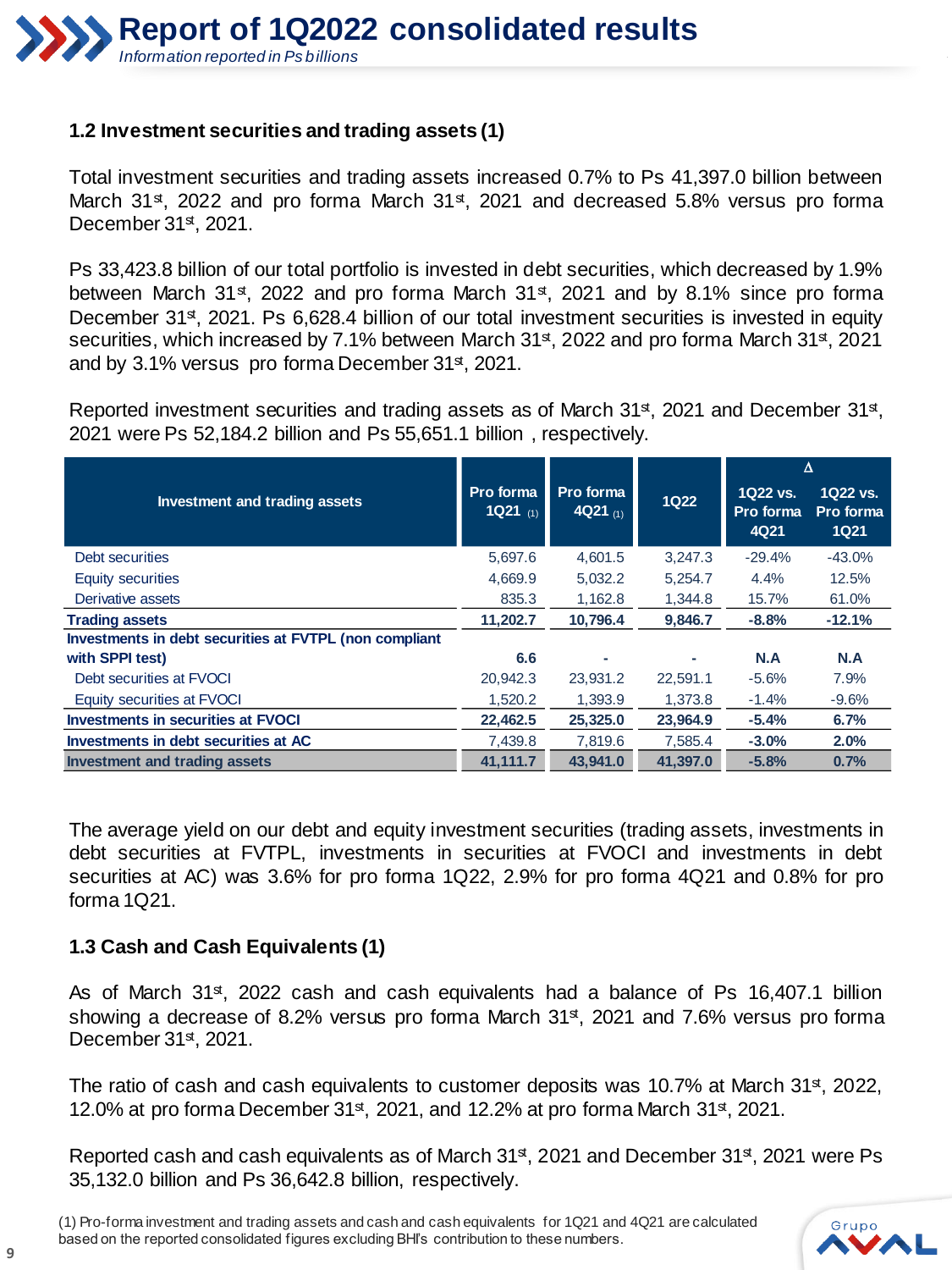## 1.2 Investment securities and trading assets (1)

Total investment securities and trading assets increased 0.7% to Ps 41,397.0 billion between March 31st, 2022 and pro forma March 31st, 2021 and decreased 5.8% versus pro forma December 31st, 2021.

Ps 33,423.8 billion of our total portfolio is invested in debt securities, which decreased by 1.9% between March 31st, 2022 and pro forma March 31st, 2021 and by 8.1% since pro forma December 31st, 2021. Ps 6,628.4 billion of our total investment securities is invested in equity securities, which increased by 7.1% between March 31st, 2022 and pro forma March 31st, 2021 and by 3.1% versus pro forma December 31st, 2021.

Reported investment securities and trading assets as of March 31st, 2021 and December 31st, 2021 were Ps 52,184.2 billion and Ps 55,651.1 billion , respectively.

| Investment and trading assets | Pro forma 1Q21 (1) | Pro forma 4Q21 (1) | 1Q22 | Δ 1Q22 vs. Pro forma 4Q21 | Δ 1Q22 vs. Pro forma 1Q21 |
|---|---|---|---|---|---|
| Debt securities | 5,697.6 | 4,601.5 | 3,247.3 | -29.4% | -43.0% |
| Equity securities | 4,669.9 | 5,032.2 | 5,254.7 | 4.4% | 12.5% |
| Derivative assets | 835.3 | 1,162.8 | 1,344.8 | 15.7% | 61.0% |
| **Trading assets** | **11,202.7** | **10,796.4** | **9,846.7** | **-8.8%** | **-12.1%** |
| **Investments in debt securities at FVTPL (non compliant with SPPI test)** | **6.6** | **-** | **-** | **N.A** | **N.A** |
| Debt securities at FVOCI | 20,942.3 | 23,931.2 | 22,591.1 | -5.6% | 7.9% |
| Equity securities at FVOCI | 1,520.2 | 1,393.9 | 1,373.8 | -1.4% | -9.6% |
| **Investments in securities at FVOCI** | **22,462.5** | **25,325.0** | **23,964.9** | **-5.4%** | **6.7%** |
| **Investments in debt securities at AC** | **7,439.8** | **7,819.6** | **7,585.4** | **-3.0%** | **2.0%** |
| **Investment and trading assets** | **41,111.7** | **43,941.0** | **41,397.0** | **-5.8%** | **0.7%** |

The average yield on our debt and equity investment securities (trading assets, investments in debt securities at FVTPL, investments in securities at FVOCI and investments in debt securities at AC) was 3.6% for pro forma 1Q22, 2.9% for pro forma 4Q21 and 0.8% for pro forma 1Q21.

## 1.3 Cash and Cash Equivalents (1)

As of March 31st, 2022 cash and cash equivalents had a balance of Ps 16,407.1 billion showing a decrease of 8.2% versus pro forma March 31st, 2021 and 7.6% versus pro forma December 31st, 2021.

The ratio of cash and cash equivalents to customer deposits was 10.7% at March 31st, 2022, 12.0% at pro forma December 31st, 2021, and 12.2% at pro forma March 31st, 2021.

Reported cash and cash equivalents as of March 31st, 2021 and December 31st, 2021 were Ps 35,132.0 billion and Ps 36,642.8 billion, respectively.

(1) Pro-forma investment and trading assets and cash and cash equivalents for 1Q21 and 4Q21 are calculated based on the reported consolidated figures excluding BHI's contribution to these numbers.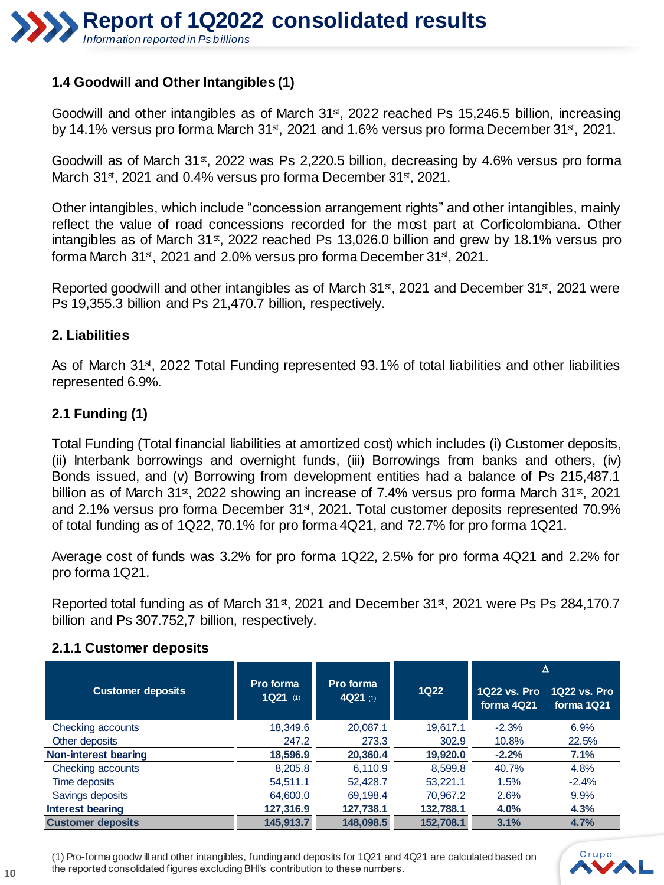# Report of 1Q2022 consolidated results

*Information reported in Ps billions*

### 1.4 Goodwill and Other Intangibles (1)

Goodwill and other intangibles as of March 31st, 2022 reached Ps 15,246.5 billion, increasing by 14.1% versus pro forma March 31st, 2021 and 1.6% versus pro forma December 31st, 2021.

Goodwill as of March 31st, 2022 was Ps 2,220.5 billion, decreasing by 4.6% versus pro forma March 31st, 2021 and 0.4% versus pro forma December 31st, 2021.

Other intangibles, which include "concession arrangement rights" and other intangibles, mainly reflect the value of road concessions recorded for the most part at Corficolombiana. Other intangibles as of March 31st, 2022 reached Ps 13,026.0 billion and grew by 18.1% versus pro forma March 31st, 2021 and 2.0% versus pro forma December 31st, 2021.

Reported goodwill and other intangibles as of March 31st, 2021 and December 31st, 2021 were Ps 19,355.3 billion and Ps 21,470.7 billion, respectively.

### 2. Liabilities

As of March 31st, 2022 Total Funding represented 93.1% of total liabilities and other liabilities represented 6.9%.

### 2.1 Funding (1)

Total Funding (Total financial liabilities at amortized cost) which includes (i) Customer deposits, (ii) Interbank borrowings and overnight funds, (iii) Borrowings from banks and others, (iv) Bonds issued, and (v) Borrowing from development entities had a balance of Ps 215,487.1 billion as of March 31st, 2022 showing an increase of 7.4% versus pro forma March 31st, 2021 and 2.1% versus pro forma December 31st, 2021. Total customer deposits represented 70.9% of total funding as of 1Q22, 70.1% for pro forma 4Q21, and 72.7% for pro forma 1Q21.

Average cost of funds was 3.2% for pro forma 1Q22, 2.5% for pro forma 4Q21 and 2.2% for pro forma 1Q21.

Reported total funding as of March 31st, 2021 and December 31st, 2021 were Ps Ps 284,170.7 billion and Ps 307.752,7 billion, respectively.

#### 2.1.1 Customer deposits

| Customer deposits | Pro forma 1Q21 (1) | Pro forma 4Q21 (1) | 1Q22 | Δ 1Q22 vs. Pro forma 4Q21 | Δ 1Q22 vs. Pro forma 1Q21 |
|---|---|---|---|---|---|
| Checking accounts | 18,349.6 | 20,087.1 | 19,617.1 | -2.3% | 6.9% |
| Other deposits | 247.2 | 273.3 | 302.9 | 10.8% | 22.5% |
| **Non-interest bearing** | **18,596.9** | **20,360.4** | **19,920.0** | **-2.2%** | **7.1%** |
| Checking accounts | 8,205.8 | 6,110.9 | 8,599.8 | 40.7% | 4.8% |
| Time deposits | 54,511.1 | 52,428.7 | 53,221.1 | 1.5% | -2.4% |
| Savings deposits | 64,600.0 | 69,198.4 | 70,967.2 | 2.6% | 9.9% |
| **Interest bearing** | **127,316.9** | **127,738.1** | **132,788.1** | **4.0%** | **4.3%** |
| **Customer deposits** | **145,913.7** | **148,098.5** | **152,708.1** | **3.1%** | **4.7%** |

(1) Pro-forma goodwill and other intangibles, funding and deposits for 1Q21 and 4Q21 are calculated based on the reported consolidated figures excluding BHI's contribution to these numbers.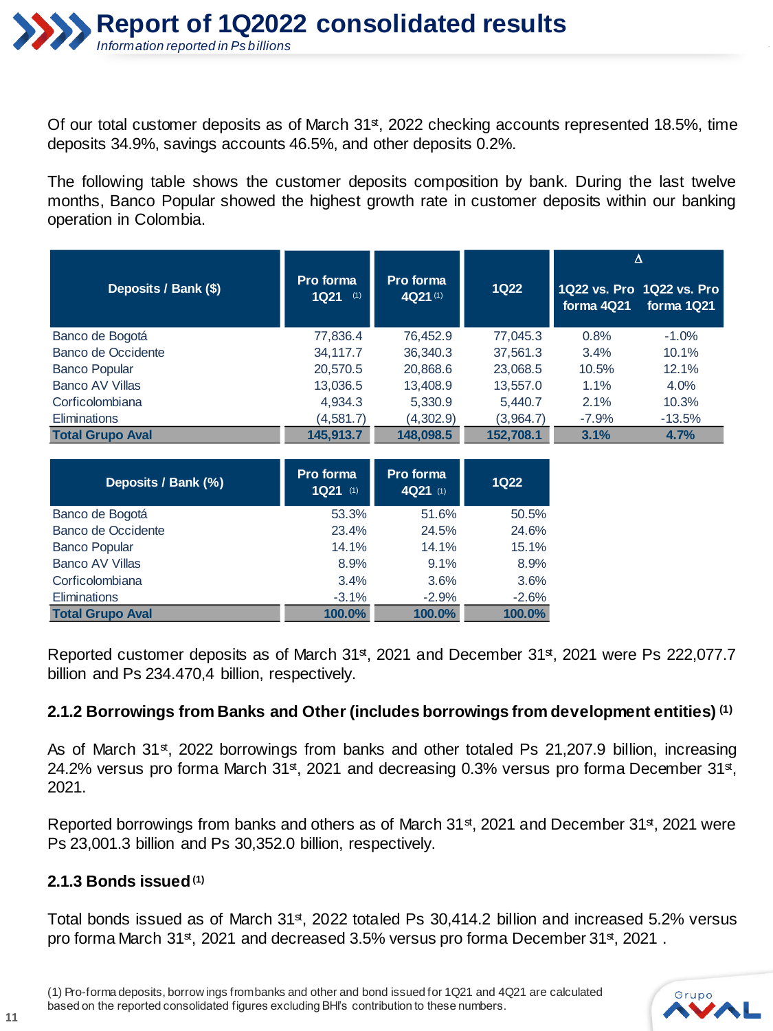# Report of 1Q2022 consolidated results

*Information reported in Ps billions*

Of our total customer deposits as of March 31st, 2022 checking accounts represented 18.5%, time deposits 34.9%, savings accounts 46.5%, and other deposits 0.2%.

The following table shows the customer deposits composition by bank. During the last twelve months, Banco Popular showed the highest growth rate in customer deposits within our banking operation in Colombia.

| Deposits / Bank ($) | Pro forma 1Q21 (1) | Pro forma 4Q21 (1) | 1Q22 | Δ 1Q22 vs. Pro forma 4Q21 | Δ 1Q22 vs. Pro forma 1Q21 |
|---|---|---|---|---|---|
| Banco de Bogotá | 77,836.4 | 76,452.9 | 77,045.3 | 0.8% | -1.0% |
| Banco de Occidente | 34,117.7 | 36,340.3 | 37,561.3 | 3.4% | 10.1% |
| Banco Popular | 20,570.5 | 20,868.6 | 23,068.5 | 10.5% | 12.1% |
| Banco AV Villas | 13,036.5 | 13,408.9 | 13,557.0 | 1.1% | 4.0% |
| Corficolombiana | 4,934.3 | 5,330.9 | 5,440.7 | 2.1% | 10.3% |
| Eliminations | (4,581.7) | (4,302.9) | (3,964.7) | -7.9% | -13.5% |
| **Total Grupo Aval** | **145,913.7** | **148,098.5** | **152,708.1** | **3.1%** | **4.7%** |

| Deposits / Bank (%) | Pro forma 1Q21 (1) | Pro forma 4Q21 (1) | 1Q22 |
|---|---|---|---|
| Banco de Bogotá | 53.3% | 51.6% | 50.5% |
| Banco de Occidente | 23.4% | 24.5% | 24.6% |
| Banco Popular | 14.1% | 14.1% | 15.1% |
| Banco AV Villas | 8.9% | 9.1% | 8.9% |
| Corficolombiana | 3.4% | 3.6% | 3.6% |
| Eliminations | -3.1% | -2.9% | -2.6% |
| **Total Grupo Aval** | **100.0%** | **100.0%** | **100.0%** |

Reported customer deposits as of March 31st, 2021 and December 31st, 2021 were Ps 222,077.7 billion and Ps 234.470,4 billion, respectively.

### 2.1.2 Borrowings from Banks and Other (includes borrowings from development entities) (1)

As of March 31st, 2022 borrowings from banks and other totaled Ps 21,207.9 billion, increasing 24.2% versus pro forma March 31st, 2021 and decreasing 0.3% versus pro forma December 31st, 2021.

Reported borrowings from banks and others as of March 31st, 2021 and December 31st, 2021 were Ps 23,001.3 billion and Ps 30,352.0 billion, respectively.

### 2.1.3 Bonds issued (1)

Total bonds issued as of March 31st, 2022 totaled Ps 30,414.2 billion and increased 5.2% versus pro forma March 31st, 2021 and decreased 3.5% versus pro forma December 31st, 2021 .

(1) Pro-forma deposits, borrowings from banks and other and bond issued for 1Q21 and 4Q21 are calculated based on the reported consolidated figures excluding BHI's contribution to these numbers.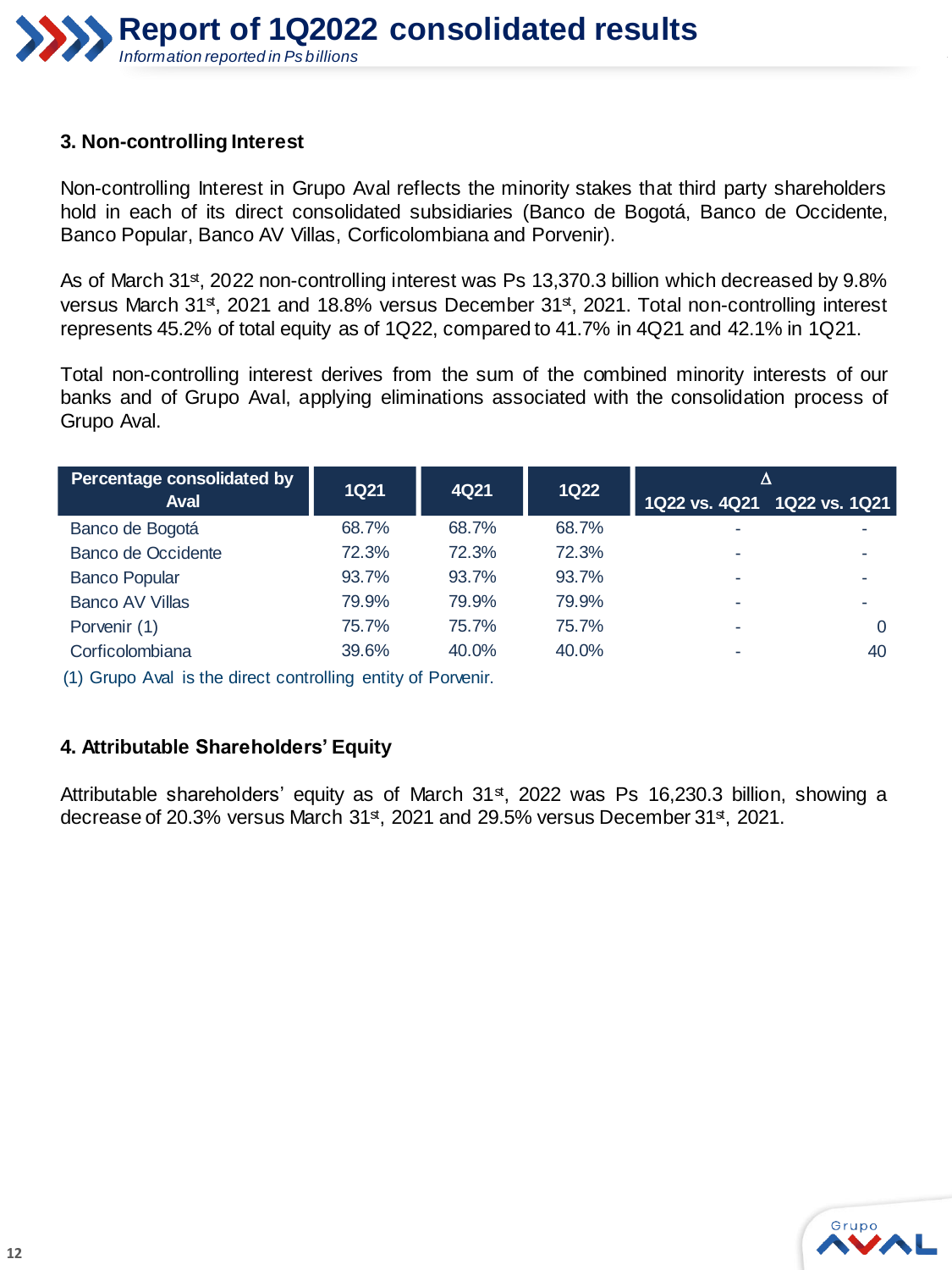### 3. Non-controlling Interest

Non-controlling Interest in Grupo Aval reflects the minority stakes that third party shareholders hold in each of its direct consolidated subsidiaries (Banco de Bogotá, Banco de Occidente, Banco Popular, Banco AV Villas, Corficolombiana and Porvenir).

As of March 31st, 2022 non-controlling interest was Ps 13,370.3 billion which decreased by 9.8% versus March 31st, 2021 and 18.8% versus December 31st, 2021. Total non-controlling interest represents 45.2% of total equity as of 1Q22, compared to 41.7% in 4Q21 and 42.1% in 1Q21.

Total non-controlling interest derives from the sum of the combined minority interests of our banks and of Grupo Aval, applying eliminations associated with the consolidation process of Grupo Aval.

| Percentage consolidated by Aval | 1Q21 | 4Q21 | 1Q22 | Δ | |
|---|---|---|---|---|---|
| | | | | 1Q22 vs. 4Q21 | 1Q22 vs. 1Q21 |
| Banco de Bogotá | 68.7% | 68.7% | 68.7% | - | - |
| Banco de Occidente | 72.3% | 72.3% | 72.3% | - | - |
| Banco Popular | 93.7% | 93.7% | 93.7% | - | - |
| Banco AV Villas | 79.9% | 79.9% | 79.9% | - | - |
| Porvenir (1) | 75.7% | 75.7% | 75.7% | - | 0 |
| Corficolombiana | 39.6% | 40.0% | 40.0% | - | 40 |

(1) Grupo Aval is the direct controlling entity of Porvenir.

### 4. Attributable Shareholders' Equity

Attributable shareholders' equity as of March 31st, 2022 was Ps 16,230.3 billion, showing a decrease of 20.3% versus March 31st, 2021 and 29.5% versus December 31st, 2021.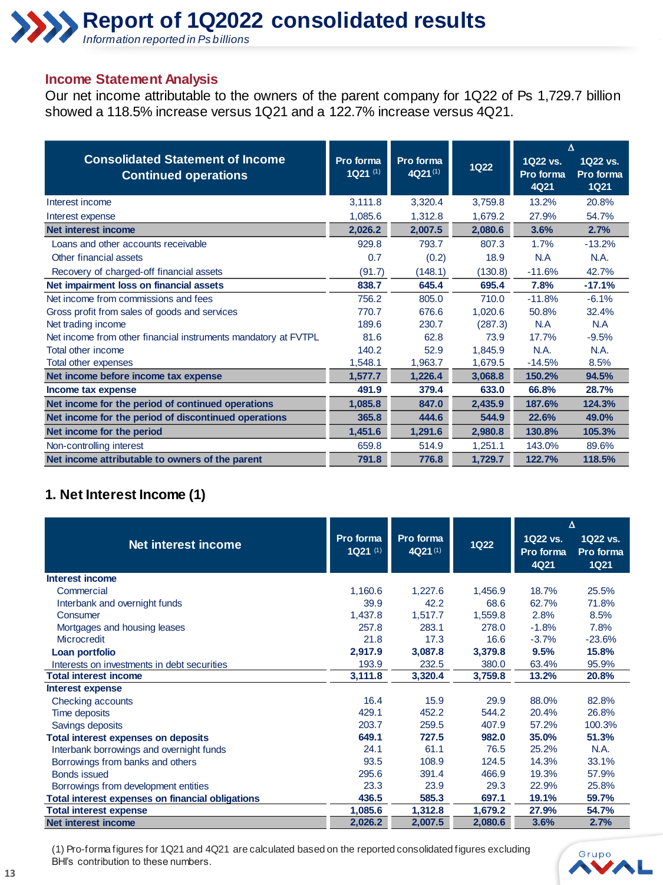# Report of 1Q2022 consolidated results

*Information reported in Ps billions*

## Income Statement Analysis

Our net income attributable to the owners of the parent company for 1Q22 of Ps 1,729.7 billion showed a 118.5% increase versus 1Q21 and a 122.7% increase versus 4Q21.

| Consolidated Statement of Income Continued operations | Pro forma 1Q21 (1) | Pro forma 4Q21 (1) | 1Q22 | Δ 1Q22 vs. Pro forma 4Q21 | Δ 1Q22 vs. Pro forma 1Q21 |
|---|---|---|---|---|---|
| Interest income | 3,111.8 | 3,320.4 | 3,759.8 | 13.2% | 20.8% |
| Interest expense | 1,085.6 | 1,312.8 | 1,679.2 | 27.9% | 54.7% |
| **Net interest income** | **2,026.2** | **2,007.5** | **2,080.6** | **3.6%** | **2.7%** |
| Loans and other accounts receivable | 929.8 | 793.7 | 807.3 | 1.7% | -13.2% |
| Other financial assets | 0.7 | (0.2) | 18.9 | N.A | N.A. |
| Recovery of charged-off financial assets | (91.7) | (148.1) | (130.8) | -11.6% | 42.7% |
| **Net impairment loss on financial assets** | **838.7** | **645.4** | **695.4** | **7.8%** | **-17.1%** |
| Net income from commissions and fees | 756.2 | 805.0 | 710.0 | -11.8% | -6.1% |
| Gross profit from sales of goods and services | 770.7 | 676.6 | 1,020.6 | 50.8% | 32.4% |
| Net trading income | 189.6 | 230.7 | (287.3) | N.A | N.A |
| Net income from other financial instruments mandatory at FVTPL | 81.6 | 62.8 | 73.9 | 17.7% | -9.5% |
| Total other income | 140.2 | 52.9 | 1,845.9 | N.A. | N.A. |
| Total other expenses | 1,548.1 | 1,963.7 | 1,679.5 | -14.5% | 8.5% |
| **Net income before income tax expense** | **1,577.7** | **1,226.4** | **3,068.8** | **150.2%** | **94.5%** |
| **Income tax expense** | **491.9** | **379.4** | **633.0** | **66.8%** | **28.7%** |
| **Net income for the period of continued operations** | **1,085.8** | **847.0** | **2,435.9** | **187.6%** | **124.3%** |
| **Net income for the period of discontinued operations** | **365.8** | **444.6** | **544.9** | **22.6%** | **49.0%** |
| **Net income for the period** | **1,451.6** | **1,291.6** | **2,980.8** | **130.8%** | **105.3%** |
| Non-controlling interest | 659.8 | 514.9 | 1,251.1 | 143.0% | 89.6% |
| **Net income attributable to owners of the parent** | **791.8** | **776.8** | **1,729.7** | **122.7%** | **118.5%** |

## 1. Net Interest Income (1)

| Net interest income | Pro forma 1Q21 (1) | Pro forma 4Q21 (1) | 1Q22 | Δ 1Q22 vs. Pro forma 4Q21 | Δ 1Q22 vs. Pro forma 1Q21 |
|---|---|---|---|---|---|
| **Interest income** | | | | | |
| Commercial | 1,160.6 | 1,227.6 | 1,456.9 | 18.7% | 25.5% |
| Interbank and overnight funds | 39.9 | 42.2 | 68.6 | 62.7% | 71.8% |
| Consumer | 1,437.8 | 1,517.7 | 1,559.8 | 2.8% | 8.5% |
| Mortgages and housing leases | 257.8 | 283.1 | 278.0 | -1.8% | 7.8% |
| Microcredit | 21.8 | 17.3 | 16.6 | -3.7% | -23.6% |
| **Loan portfolio** | **2,917.9** | **3,087.8** | **3,379.8** | **9.5%** | **15.8%** |
| Interests on investments in debt securities | 193.9 | 232.5 | 380.0 | 63.4% | 95.9% |
| **Total interest income** | **3,111.8** | **3,320.4** | **3,759.8** | **13.2%** | **20.8%** |
| **Interest expense** | | | | | |
| Checking accounts | 16.4 | 15.9 | 29.9 | 88.0% | 82.8% |
| Time deposits | 429.1 | 452.2 | 544.2 | 20.4% | 26.8% |
| Savings deposits | 203.7 | 259.5 | 407.9 | 57.2% | 100.3% |
| **Total interest expenses on deposits** | **649.1** | **727.5** | **982.0** | **35.0%** | **51.3%** |
| Interbank borrowings and overnight funds | 24.1 | 61.1 | 76.5 | 25.2% | N.A. |
| Borrowings from banks and others | 93.5 | 108.9 | 124.5 | 14.3% | 33.1% |
| Bonds issued | 295.6 | 391.4 | 466.9 | 19.3% | 57.9% |
| Borrowings from development entities | 23.3 | 23.9 | 29.3 | 22.9% | 25.8% |
| **Total interest expenses on financial obligations** | **436.5** | **585.3** | **697.1** | **19.1%** | **59.7%** |
| **Total interest expense** | **1,085.6** | **1,312.8** | **1,679.2** | **27.9%** | **54.7%** |
| **Net interest income** | **2,026.2** | **2,007.5** | **2,080.6** | **3.6%** | **2.7%** |

(1) Pro-forma figures for 1Q21 and 4Q21 are calculated based on the reported consolidated figures excluding BHI's contribution to these numbers.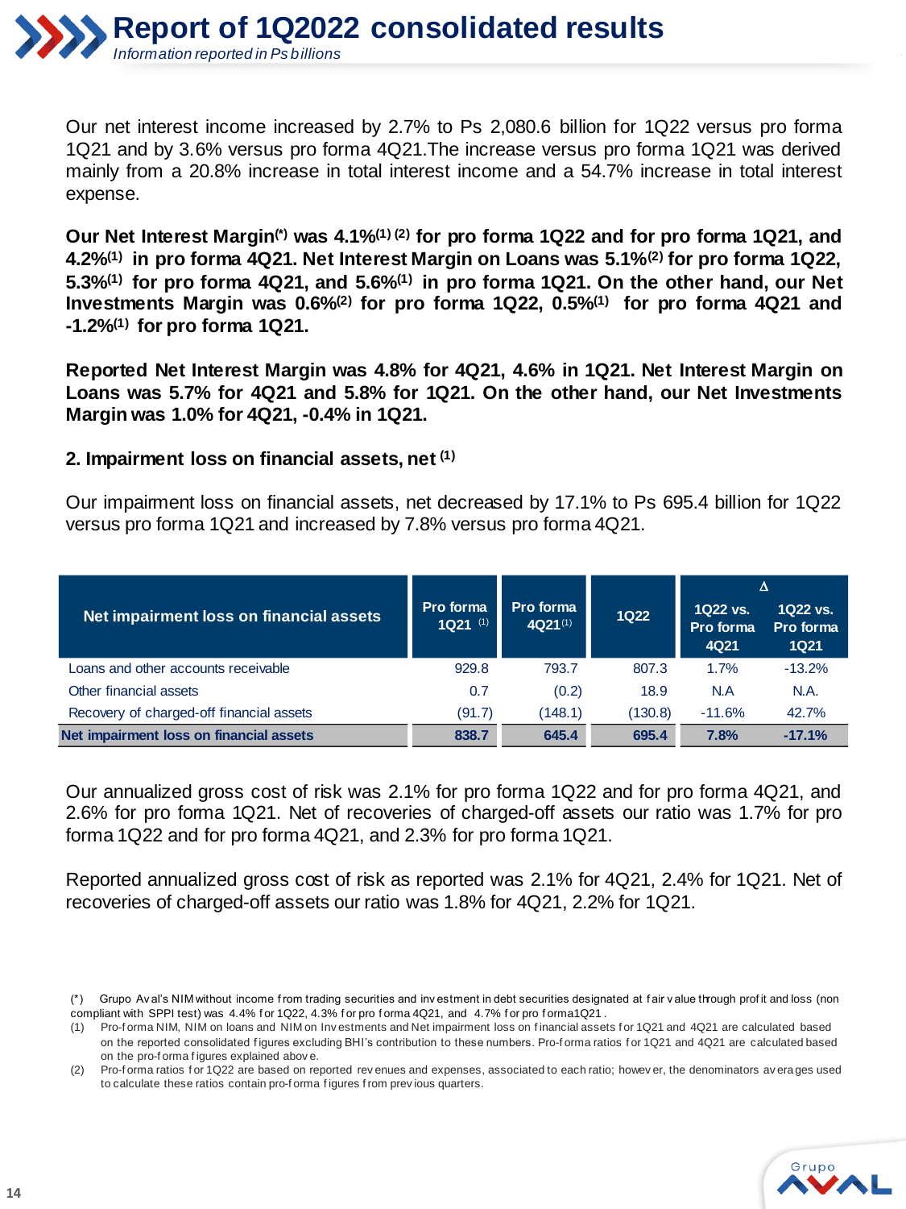Our net interest income increased by 2.7% to Ps 2,080.6 billion for 1Q22 versus pro forma 1Q21 and by 3.6% versus pro forma 4Q21.The increase versus pro forma 1Q21 was derived mainly from a 20.8% increase in total interest income and a 54.7% increase in total interest expense.

**Our Net Interest Margin(\*) was 4.1%(1) (2) for pro forma 1Q22 and for pro forma 1Q21, and 4.2%(1) in pro forma 4Q21. Net Interest Margin on Loans was 5.1%(2) for pro forma 1Q22, 5.3%(1) for pro forma 4Q21, and 5.6%(1) in pro forma 1Q21. On the other hand, our Net Investments Margin was 0.6%(2) for pro forma 1Q22, 0.5%(1) for pro forma 4Q21 and -1.2%(1) for pro forma 1Q21.**

**Reported Net Interest Margin was 4.8% for 4Q21, 4.6% in 1Q21. Net Interest Margin on Loans was 5.7% for 4Q21 and 5.8% for 1Q21. On the other hand, our Net Investments Margin was 1.0% for 4Q21, -0.4% in 1Q21.**

### 2. Impairment loss on financial assets, net (1)

Our impairment loss on financial assets, net decreased by 17.1% to Ps 695.4 billion for 1Q22 versus pro forma 1Q21 and increased by 7.8% versus pro forma 4Q21.

| Net impairment loss on financial assets | Pro forma 1Q21 (1) | Pro forma 4Q21 (1) | 1Q22 | Δ 1Q22 vs. Pro forma 4Q21 | Δ 1Q22 vs. Pro forma 1Q21 |
|---|---|---|---|---|---|
| Loans and other accounts receivable | 929.8 | 793.7 | 807.3 | 1.7% | -13.2% |
| Other financial assets | 0.7 | (0.2) | 18.9 | N.A | N.A. |
| Recovery of charged-off financial assets | (91.7) | (148.1) | (130.8) | -11.6% | 42.7% |
| **Net impairment loss on financial assets** | **838.7** | **645.4** | **695.4** | **7.8%** | **-17.1%** |

Our annualized gross cost of risk was 2.1% for pro forma 1Q22 and for pro forma 4Q21, and 2.6% for pro forma 1Q21. Net of recoveries of charged-off assets our ratio was 1.7% for pro forma 1Q22 and for pro forma 4Q21, and 2.3% for pro forma 1Q21.

Reported annualized gross cost of risk as reported was 2.1% for 4Q21, 2.4% for 1Q21. Net of recoveries of charged-off assets our ratio was 1.8% for 4Q21, 2.2% for 1Q21.

(\*) Grupo Aval's NIM without income from trading securities and investment in debt securities designated at fair value through profit and loss (non compliant with SPPI test) was 4.4% for 1Q22, 4.3% for pro forma 4Q21, and 4.7% for pro forma1Q21.

(1) Pro-forma NIM, NIM on loans and NIM on Investments and Net impairment loss on financial assets for 1Q21 and 4Q21 are calculated based on the reported consolidated figures excluding BHI's contribution to these numbers. Pro-forma ratios for 1Q21 and 4Q21 are calculated based on the pro-forma figures explained above.

(2) Pro-forma ratios for 1Q22 are based on reported revenues and expenses, associated to each ratio; however, the denominators averages used to calculate these ratios contain pro-forma figures from previous quarters.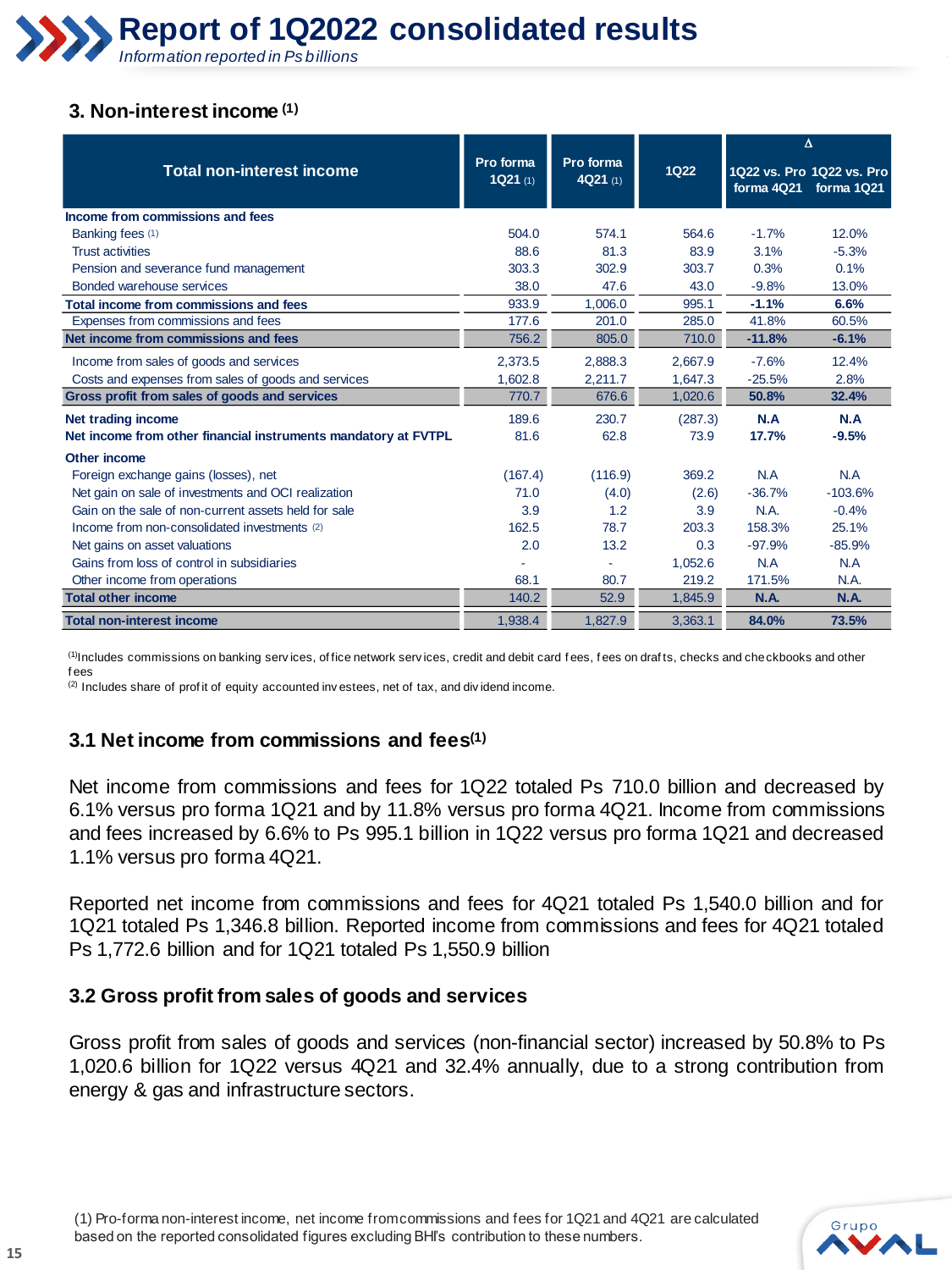# Report of 1Q2022 consolidated results

*Information reported in Ps billions*

## 3. Non-interest income (1)

| Total non-interest income | Pro forma 1Q21 (1) | Pro forma 4Q21 (1) | 1Q22 | Δ 1Q22 vs. Pro forma 4Q21 | Δ 1Q22 vs. Pro forma 1Q21 |
|---|---|---|---|---|---|
| **Income from commissions and fees** | | | | | |
| Banking fees (1) | 504.0 | 574.1 | 564.6 | -1.7% | 12.0% |
| Trust activities | 88.6 | 81.3 | 83.9 | 3.1% | -5.3% |
| Pension and severance fund management | 303.3 | 302.9 | 303.7 | 0.3% | 0.1% |
| Bonded warehouse services | 38.0 | 47.6 | 43.0 | -9.8% | 13.0% |
| **Total income from commissions and fees** | 933.9 | 1,006.0 | 995.1 | **-1.1%** | **6.6%** |
| Expenses from commissions and fees | 177.6 | 201.0 | 285.0 | 41.8% | 60.5% |
| **Net income from commissions and fees** | 756.2 | 805.0 | 710.0 | **-11.8%** | **-6.1%** |
| Income from sales of goods and services | 2,373.5 | 2,888.3 | 2,667.9 | -7.6% | 12.4% |
| Costs and expenses from sales of goods and services | 1,602.8 | 2,211.7 | 1,647.3 | -25.5% | 2.8% |
| **Gross profit from sales of goods and services** | 770.7 | 676.6 | 1,020.6 | **50.8%** | **32.4%** |
| **Net trading income** | 189.6 | 230.7 | (287.3) | **N.A** | **N.A** |
| **Net income from other financial instruments mandatory at FVTPL** | 81.6 | 62.8 | 73.9 | **17.7%** | **-9.5%** |
| **Other income** | | | | | |
| Foreign exchange gains (losses), net | (167.4) | (116.9) | 369.2 | N.A | N.A |
| Net gain on sale of investments and OCI realization | 71.0 | (4.0) | (2.6) | -36.7% | -103.6% |
| Gain on the sale of non-current assets held for sale | 3.9 | 1.2 | 3.9 | N.A. | -0.4% |
| Income from non-consolidated investments (2) | 162.5 | 78.7 | 203.3 | 158.3% | 25.1% |
| Net gains on asset valuations | 2.0 | 13.2 | 0.3 | -97.9% | -85.9% |
| Gains from loss of control in subsidiaries | - | - | 1,052.6 | N.A | N.A |
| Other income from operations | 68.1 | 80.7 | 219.2 | 171.5% | N.A. |
| **Total other income** | 140.2 | 52.9 | 1,845.9 | **N.A.** | **N.A.** |
| **Total non-interest income** | 1,938.4 | 1,827.9 | 3,363.1 | **84.0%** | **73.5%** |

(1) Includes commissions on banking services, office network services, credit and debit card fees, fees on drafts, checks and checkbooks and other fees

(2) Includes share of profit of equity accounted investees, net of tax, and dividend income.

### 3.1 Net income from commissions and fees(1)

Net income from commissions and fees for 1Q22 totaled Ps 710.0 billion and decreased by 6.1% versus pro forma 1Q21 and by 11.8% versus pro forma 4Q21. Income from commissions and fees increased by 6.6% to Ps 995.1 billion in 1Q22 versus pro forma 1Q21 and decreased 1.1% versus pro forma 4Q21.

Reported net income from commissions and fees for 4Q21 totaled Ps 1,540.0 billion and for 1Q21 totaled Ps 1,346.8 billion. Reported income from commissions and fees for 4Q21 totaled Ps 1,772.6 billion and for 1Q21 totaled Ps 1,550.9 billion

### 3.2 Gross profit from sales of goods and services

Gross profit from sales of goods and services (non-financial sector) increased by 50.8% to Ps 1,020.6 billion for 1Q22 versus 4Q21 and 32.4% annually, due to a strong contribution from energy & gas and infrastructure sectors.

(1) Pro-forma non-interest income, net income from commissions and fees for 1Q21 and 4Q21 are calculated based on the reported consolidated figures excluding BHI's contribution to these numbers.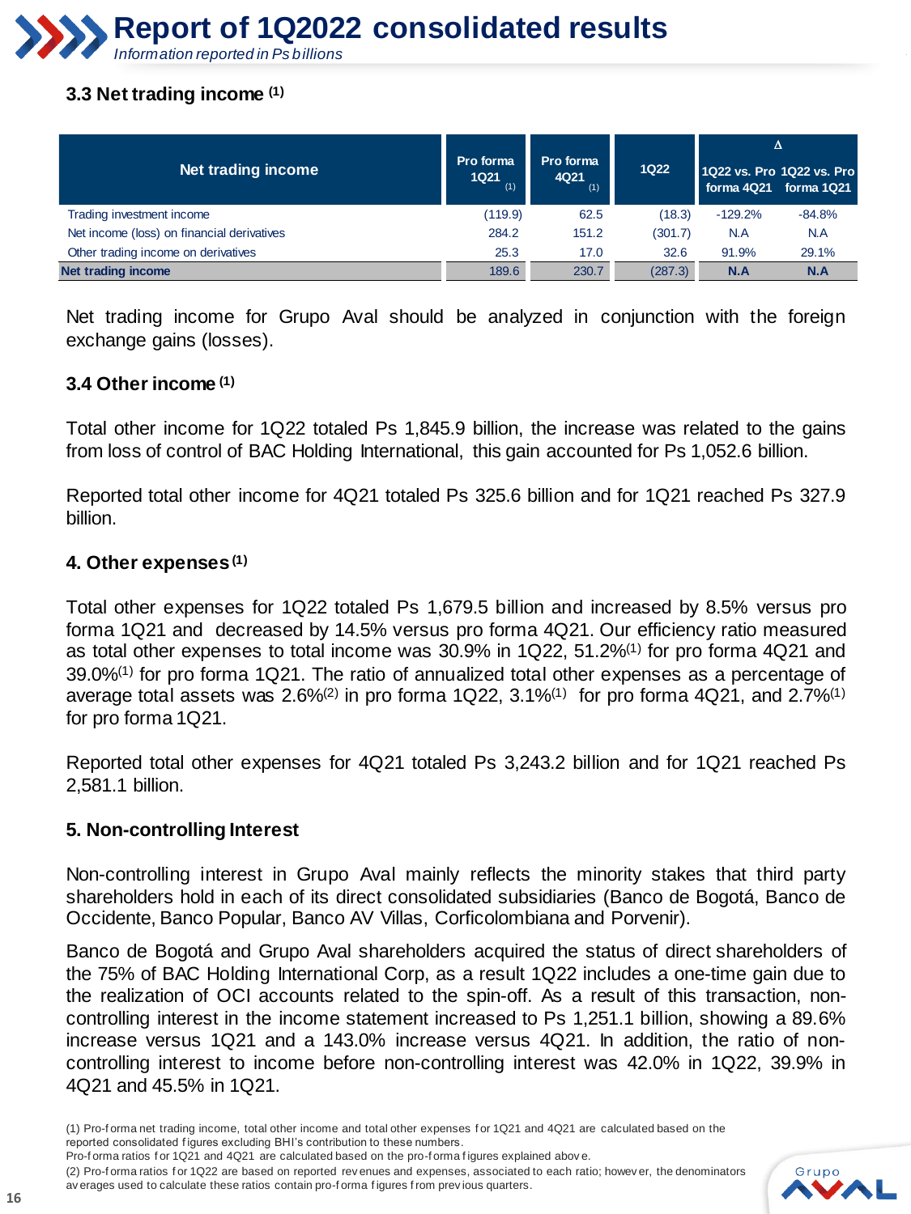# Report of 1Q2022 consolidated results

*Information reported in Ps billions*

### 3.3 Net trading income [(1)]

| Net trading income | Pro forma 1Q21 (1) | Pro forma 4Q21 (1) | 1Q22 | Δ 1Q22 vs. Pro forma 4Q21 | Δ 1Q22 vs. Pro forma 1Q21 |
|---|---|---|---|---|---|
| Trading investment income | (119.9) | 62.5 | (18.3) | -129.2% | -84.8% |
| Net income (loss) on financial derivatives | 284.2 | 151.2 | (301.7) | N.A | N.A |
| Other trading income on derivatives | 25.3 | 17.0 | 32.6 | 91.9% | 29.1% |
| **Net trading income** | 189.6 | 230.7 | (287.3) | **N.A** | **N.A** |

Net trading income for Grupo Aval should be analyzed in conjunction with the foreign exchange gains (losses).

### 3.4 Other income [(1)]

Total other income for 1Q22 totaled Ps 1,845.9 billion, the increase was related to the gains from loss of control of BAC Holding International, this gain accounted for Ps 1,052.6 billion.

Reported total other income for 4Q21 totaled Ps 325.6 billion and for 1Q21 reached Ps 327.9 billion.

### 4. Other expenses [(1)]

Total other expenses for 1Q22 totaled Ps 1,679.5 billion and increased by 8.5% versus pro forma 1Q21 and decreased by 14.5% versus pro forma 4Q21. Our efficiency ratio measured as total other expenses to total income was 30.9% in 1Q22, 51.2%[(1)] for pro forma 4Q21 and 39.0%[(1)] for pro forma 1Q21. The ratio of annualized total other expenses as a percentage of average total assets was 2.6%[(2)] in pro forma 1Q22, 3.1%[(1)] for pro forma 4Q21, and 2.7%[(1)] for pro forma 1Q21.

Reported total other expenses for 4Q21 totaled Ps 3,243.2 billion and for 1Q21 reached Ps 2,581.1 billion.

### 5. Non-controlling Interest

Non-controlling interest in Grupo Aval mainly reflects the minority stakes that third party shareholders hold in each of its direct consolidated subsidiaries (Banco de Bogotá, Banco de Occidente, Banco Popular, Banco AV Villas, Corficolombiana and Porvenir).

Banco de Bogotá and Grupo Aval shareholders acquired the status of direct shareholders of the 75% of BAC Holding International Corp, as a result 1Q22 includes a one-time gain due to the realization of OCI accounts related to the spin-off. As a result of this transaction, non-controlling interest in the income statement increased to Ps 1,251.1 billion, showing a 89.6% increase versus 1Q21 and a 143.0% increase versus 4Q21. In addition, the ratio of non-controlling interest to income before non-controlling interest was 42.0% in 1Q22, 39.9% in 4Q21 and 45.5% in 1Q21.

(1) Pro-forma net trading income, total other income and total other expenses for 1Q21 and 4Q21 are calculated based on the reported consolidated figures excluding BHI's contribution to these numbers.
Pro-forma ratios for 1Q21 and 4Q21 are calculated based on the pro-forma figures explained above.
(2) Pro-forma ratios for 1Q22 are based on reported revenues and expenses, associated to each ratio; however, the denominators averages used to calculate these ratios contain pro-forma figures from previous quarters.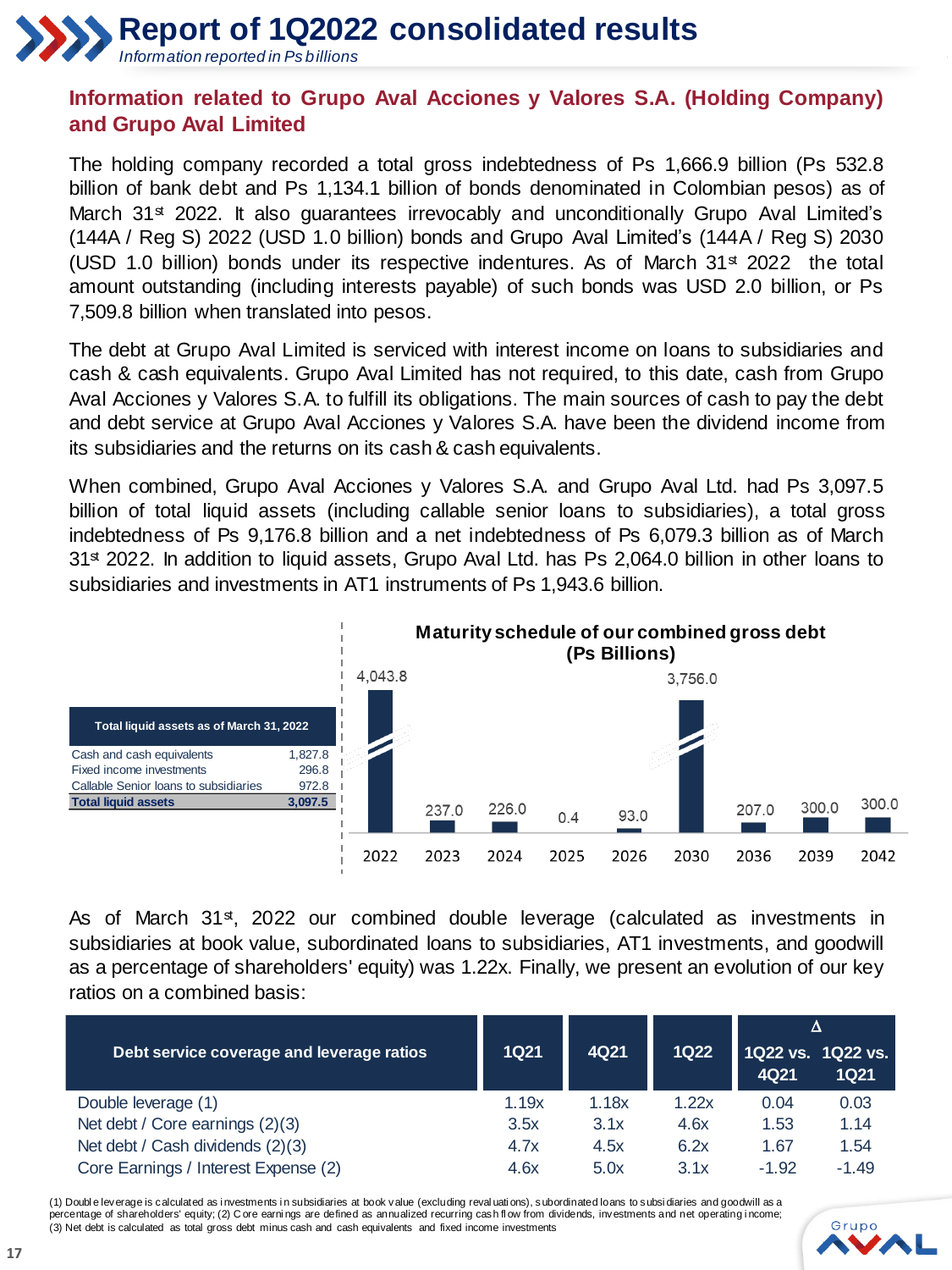# Report of 1Q2022 consolidated results

*Information reported in Ps billions*

## Information related to Grupo Aval Acciones y Valores S.A. (Holding Company) and Grupo Aval Limited

The holding company recorded a total gross indebtedness of Ps 1,666.9 billion (Ps 532.8 billion of bank debt and Ps 1,134.1 billion of bonds denominated in Colombian pesos) as of March 31st 2022. It also guarantees irrevocably and unconditionally Grupo Aval Limited's (144A / Reg S) 2022 (USD 1.0 billion) bonds and Grupo Aval Limited's (144A / Reg S) 2030 (USD 1.0 billion) bonds under its respective indentures. As of March 31st 2022 the total amount outstanding (including interests payable) of such bonds was USD 2.0 billion, or Ps 7,509.8 billion when translated into pesos.

The debt at Grupo Aval Limited is serviced with interest income on loans to subsidiaries and cash & cash equivalents. Grupo Aval Limited has not required, to this date, cash from Grupo Aval Acciones y Valores S.A. to fulfill its obligations. The main sources of cash to pay the debt and debt service at Grupo Aval Acciones y Valores S.A. have been the dividend income from its subsidiaries and the returns on its cash & cash equivalents.

When combined, Grupo Aval Acciones y Valores S.A. and Grupo Aval Ltd. had Ps 3,097.5 billion of total liquid assets (including callable senior loans to subsidiaries), a total gross indebtedness of Ps 9,176.8 billion and a net indebtedness of Ps 6,079.3 billion as of March 31st 2022. In addition to liquid assets, Grupo Aval Ltd. has Ps 2,064.0 billion in other loans to subsidiaries and investments in AT1 instruments of Ps 1,943.6 billion.

| Total liquid assets as of March 31, 2022 | |
|---|---|
| Cash and cash equivalents | 1,827.8 |
| Fixed income investments | 296.8 |
| Callable Senior loans to subsidiaries | 972.8 |
| **Total liquid assets** | **3,097.5** |

**Maturity schedule of our combined gross debt (Ps Billions)**

| 2022 | 2023 | 2024 | 2025 | 2026 | 2030 | 2036 | 2039 | 2042 |
|---|---|---|---|---|---|---|---|---|
| 4,043.8 | 237.0 | 226.0 | 0.4 | 93.0 | 3,756.0 | 207.0 | 300.0 | 300.0 |

As of March 31st, 2022 our combined double leverage (calculated as investments in subsidiaries at book value, subordinated loans to subsidiaries, AT1 investments, and goodwill as a percentage of shareholders' equity) was 1.22x. Finally, we present an evolution of our key ratios on a combined basis:

| Debt service coverage and leverage ratios | 1Q21 | 4Q21 | 1Q22 | Δ 1Q22 vs. 4Q21 | Δ 1Q22 vs. 1Q21 |
|---|---|---|---|---|---|
| Double leverage (1) | 1.19x | 1.18x | 1.22x | 0.04 | 0.03 |
| Net debt / Core earnings (2)(3) | 3.5x | 3.1x | 4.6x | 1.53 | 1.14 |
| Net debt / Cash dividends (2)(3) | 4.7x | 4.5x | 6.2x | 1.67 | 1.54 |
| Core Earnings / Interest Expense (2) | 4.6x | 5.0x | 3.1x | -1.92 | -1.49 |

(1) Double leverage is calculated as investments in subsidiaries at book value (excluding revaluations), subordinated loans to subsidiaries and goodwill as a percentage of shareholders' equity; (2) Core earnings are defined as annualized recurring cash flow from dividends, investments and net operating income; (3) Net debt is calculated as total gross debt minus cash and cash equivalents and fixed income investments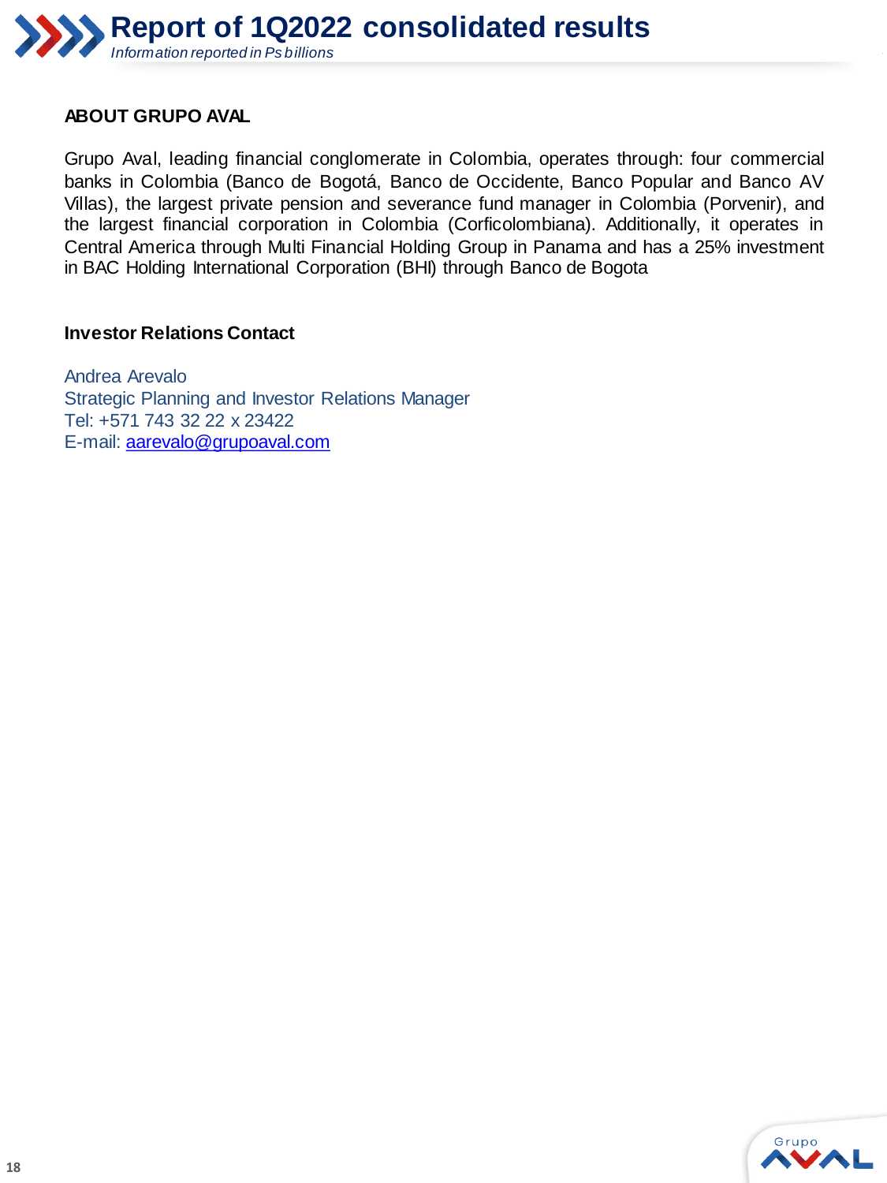## ABOUT GRUPO AVAL

Grupo Aval, leading financial conglomerate in Colombia, operates through: four commercial banks in Colombia (Banco de Bogotá, Banco de Occidente, Banco Popular and Banco AV Villas), the largest private pension and severance fund manager in Colombia (Porvenir), and the largest financial corporation in Colombia (Corficolombiana). Additionally, it operates in Central America through Multi Financial Holding Group in Panama and has a 25% investment in BAC Holding International Corporation (BHI) through Banco de Bogota

## Investor Relations Contact

Andrea Arevalo
Strategic Planning and Investor Relations Manager
Tel: +571 743 32 22 x 23422
E-mail: aarevalo@grupoaval.com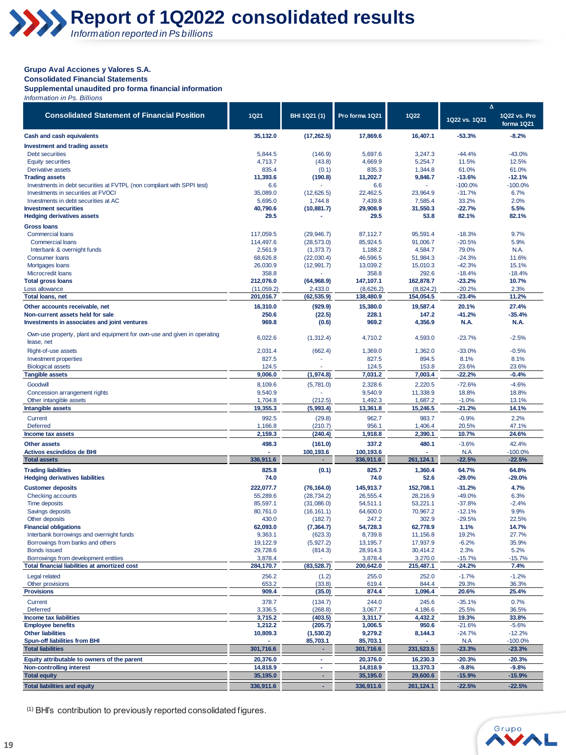# Report of 1Q2022 consolidated results

*Information reported in Ps billions*

**Grupo Aval Acciones y Valores S.A.**
**Consolidated Financial Statements**
**Supplemental unaudited pro forma financial information**
*Information in Ps. Billions*

| Consolidated Statement of Financial Position | 1Q21 | BHI 1Q21 (1) | Pro forma 1Q21 | 1Q22 | Δ 1Q22 vs. 1Q21 | Δ 1Q22 vs. Pro forma 1Q21 |
|---|---|---|---|---|---|---|
| **Cash and cash equivalents** | **35,132.0** | **(17,262.5)** | **17,869.6** | **16,407.1** | **-53.3%** | **-8.2%** |
| **Investment and trading assets** | | | | | | |
| Debt securities | 5,844.5 | (146.9) | 5,697.6 | 3,247.3 | -44.4% | -43.0% |
| Equity securities | 4,713.7 | (43.8) | 4,669.9 | 5,254.7 | 11.5% | 12.5% |
| Derivative assets | 835.4 | (0.1) | 835.3 | 1,344.8 | 61.0% | 61.0% |
| **Trading assets** | **11,393.6** | **(190.8)** | **11,202.7** | **9,846.7** | **-13.6%** | **-12.1%** |
| Investments in debt securities at FVTPL (non compliant with SPPI test) | 6.6 | - | 6.6 | - | -100.0% | -100.0% |
| Investments in securities at FVOCI | 35,089.0 | (12,626.5) | 22,462.5 | 23,964.9 | -31.7% | 6.7% |
| Investments in debt securities at AC | 5,695.0 | 1,744.8 | 7,439.8 | 7,585.4 | 33.2% | 2.0% |
| **Investment securities** | **40,790.6** | **(10,881.7)** | **29,908.9** | **31,550.3** | **-22.7%** | **5.5%** |
| **Hedging derivatives assets** | **29.5** | **-** | **29.5** | **53.8** | **82.1%** | **82.1%** |
| **Gross loans** | | | | | | |
| Commercial loans | 117,059.5 | (29,946.7) | 87,112.7 | 95,591.4 | -18.3% | 9.7% |
| Commercial loans | 114,497.6 | (28,573.0) | 85,924.5 | 91,006.7 | -20.5% | 5.9% |
| Interbank & overnight funds | 2,561.9 | (1,373.7) | 1,188.2 | 4,584.7 | 79.0% | N.A. |
| Consumer loans | 68,626.8 | (22,030.4) | 46,596.5 | 51,984.3 | -24.3% | 11.6% |
| Mortgages loans | 26,030.9 | (12,991.7) | 13,039.2 | 15,010.3 | -42.3% | 15.1% |
| Microcredit loans | 358.8 | - | 358.8 | 292.6 | -18.4% | -18.4% |
| **Total gross loans** | **212,076.0** | **(64,968.9)** | **147,107.1** | **162,878.7** | **-23.2%** | **10.7%** |
| Loss allowance | (11,059.2) | 2,433.0 | (8,626.2) | (8,824.2) | -20.2% | 2.3% |
| **Total loans, net** | **201,016.7** | **(62,535.9)** | **138,480.9** | **154,054.5** | **-23.4%** | **11.2%** |
| **Other accounts receivable, net** | **16,310.0** | **(929.9)** | **15,380.0** | **19,587.4** | **20.1%** | **27.4%** |
| **Non-current assets held for sale** | **250.6** | **(22.5)** | **228.1** | **147.2** | **-41.2%** | **-35.4%** |
| **Investments in associates and joint ventures** | **969.8** | **(0.6)** | **969.2** | **4,356.9** | **N.A.** | **N.A.** |
| Own-use property, plant and equipment for own-use and given in operating lease, net | 6,022.6 | (1,312.4) | 4,710.2 | 4,593.0 | -23.7% | -2.5% |
| Right-of-use assets | 2,031.4 | (662.4) | 1,369.0 | 1,362.0 | -33.0% | -0.5% |
| Investment properties | 827.5 | - | 827.5 | 894.5 | 8.1% | 8.1% |
| Biological assets | 124.5 | - | 124.5 | 153.8 | 23.6% | 23.6% |
| **Tangible assets** | **9,006.0** | **(1,974.8)** | **7,031.2** | **7,003.4** | **-22.2%** | **-0.4%** |
| Goodwill | 8,109.6 | (5,781.0) | 2,328.6 | 2,220.5 | -72.6% | -4.6% |
| Concession arrangement rights | 9,540.9 | - | 9,540.9 | 11,338.9 | 18.8% | 18.8% |
| Other intangible assets | 1,704.8 | (212.5) | 1,492.3 | 1,687.2 | -1.0% | 13.1% |
| **Intangible assets** | **19,355.3** | **(5,993.4)** | **13,361.8** | **15,246.5** | **-21.2%** | **14.1%** |
| Current | 992.5 | (29.8) | 962.7 | 983.7 | -0.9% | 2.2% |
| Deferred | 1,166.8 | (210.7) | 956.1 | 1,406.4 | 20.5% | 47.1% |
| **Income tax assets** | **2,159.3** | **(240.4)** | **1,918.8** | **2,390.1** | **10.7%** | **24.6%** |
| **Other assets** | **498.3** | **(161.0)** | **337.2** | **480.1** | **-3.6%** | **42.4%** |
| **Activos escindidos de BHI** | **-** | **100,193.6** | **100,193.6** | **-** | **N.A** | **-100.0%** |
| **Total assets** | **336,911.6** | **-** | **336,911.6** | **261,124.1** | **-22.5%** | **-22.5%** |
| **Trading liabilities** | **825.8** | **(0.1)** | **825.7** | **1,360.4** | **64.7%** | **64.8%** |
| **Hedging derivatives liabilities** | **74.0** | **-** | **74.0** | **52.6** | **-29.0%** | **-29.0%** |
| **Customer deposits** | **222,077.7** | **(76,164.0)** | **145,913.7** | **152,708.1** | **-31.2%** | **4.7%** |
| Checking accounts | 55,289.6 | (28,734.2) | 26,555.4 | 28,216.9 | -49.0% | 6.3% |
| Time deposits | 85,597.1 | (31,086.0) | 54,511.1 | 53,221.1 | -37.8% | -2.4% |
| Savings deposits | 80,761.0 | (16,161.1) | 64,600.0 | 70,967.2 | -12.1% | 9.9% |
| Other deposits | 430.0 | (182.7) | 247.2 | 302.9 | -29.5% | 22.5% |
| **Financial obligations** | **62,093.0** | **(7,364.7)** | **54,728.3** | **62,778.9** | **1.1%** | **14.7%** |
| Interbank borrowings and overnight funds | 9,363.1 | (623.3) | 8,739.8 | 11,156.8 | 19.2% | 27.7% |
| Borrowings from banks and others | 19,122.9 | (5,927.2) | 13,195.7 | 17,937.9 | -6.2% | 35.9% |
| Bonds issued | 29,728.6 | (814.3) | 28,914.3 | 30,414.2 | 2.3% | 5.2% |
| Borrowings from development entities | 3,878.4 | - | 3,878.4 | 3,270.0 | -15.7% | -15.7% |
| **Total financial liabilities at amortized cost** | **284,170.7** | **(83,528.7)** | **200,642.0** | **215,487.1** | **-24.2%** | **7.4%** |
| Legal related | 256.2 | (1.2) | 255.0 | 252.0 | -1.7% | -1.2% |
| Other provisions | 653.2 | (33.8) | 619.4 | 844.4 | 29.3% | 36.3% |
| **Provisions** | **909.4** | **(35.0)** | **874.4** | **1,096.4** | **20.6%** | **25.4%** |
| Current | 378.7 | (134.7) | 244.0 | 245.6 | -35.1% | 0.7% |
| Deferred | 3,336.5 | (268.8) | 3,067.7 | 4,186.6 | 25.5% | 36.5% |
| **Income tax liabilities** | **3,715.2** | **(403.5)** | **3,311.7** | **4,432.2** | **19.3%** | **33.8%** |
| **Employee benefits** | **1,212.2** | **(205.7)** | **1,006.5** | **950.6** | **-21.6%** | **-5.6%** |
| **Other liabilities** | **10,809.3** | **(1,530.2)** | **9,279.2** | **8,144.3** | **-24.7%** | **-12.2%** |
| **Spun-off liabilities from BHI** | **-** | **85,703.1** | **85,703.1** | **-** | **N.A** | **-100.0%** |
| **Total liabilities** | **301,716.6** | **-** | **301,716.6** | **231,523.5** | **-23.3%** | **-23.3%** |
| **Equity attributable to owners of the parent** | **20,376.0** | **-** | **20,376.0** | **16,230.3** | **-20.3%** | **-20.3%** |
| **Non-controlling interest** | **14,818.9** | **-** | **14,818.9** | **13,370.3** | **-9.8%** | **-9.8%** |
| **Total equity** | **35,195.0** | **-** | **35,195.0** | **29,600.6** | **-15.9%** | **-15.9%** |
| **Total liabilities and equity** | **336,911.6** | **-** | **336,911.6** | **261,124.1** | **-22.5%** | **-22.5%** |

(1) BHI's contribution to previously reported consolidated figures.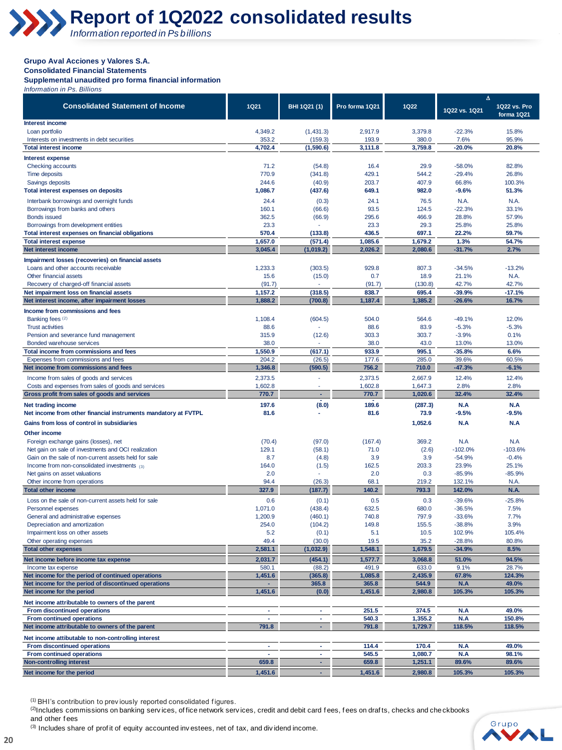# Report of 1Q2022 consolidated results

*Information reported in Ps billions*

**Grupo Aval Acciones y Valores S.A.**
**Consolidated Financial Statements**
**Supplemental unaudited pro forma financial information**
*Information in Ps. Billions*

| Consolidated Statement of Income | 1Q21 | BHI 1Q21 (1) | Pro forma 1Q21 | 1Q22 | Δ 1Q22 vs. 1Q21 | Δ 1Q22 vs. Pro forma 1Q21 |
|---|---|---|---|---|---|---|
| **Interest income** | | | | | | |
| Loan portfolio | 4,349.2 | (1,431.3) | 2,917.9 | 3,379.8 | -22.3% | 15.8% |
| Interests on investments in debt securities | 353.2 | (159.3) | 193.9 | 380.0 | 7.6% | 95.9% |
| **Total interest income** | **4,702.4** | **(1,590.6)** | **3,111.8** | **3,759.8** | **-20.0%** | **20.8%** |
| **Interest expense** | | | | | | |
| Checking accounts | 71.2 | (54.8) | 16.4 | 29.9 | -58.0% | 82.8% |
| Time deposits | 770.9 | (341.8) | 429.1 | 544.2 | -29.4% | 26.8% |
| Savings deposits | 244.6 | (40.9) | 203.7 | 407.9 | 66.8% | 100.3% |
| **Total interest expenses on deposits** | **1,086.7** | **(437.6)** | **649.1** | **982.0** | **-9.6%** | **51.3%** |
| Interbank borrowings and overnight funds | 24.4 | (0.3) | 24.1 | 76.5 | N.A. | N.A. |
| Borrowings from banks and others | 160.1 | (66.6) | 93.5 | 124.5 | -22.3% | 33.1% |
| Bonds issued | 362.5 | (66.9) | 295.6 | 466.9 | 28.8% | 57.9% |
| Borrowings from development entities | 23.3 | - | 23.3 | 29.3 | 25.8% | 25.8% |
| **Total interest expenses on financial obligations** | **570.4** | **(133.8)** | **436.5** | **697.1** | **22.2%** | **59.7%** |
| **Total interest expense** | **1,657.0** | **(571.4)** | **1,085.6** | **1,679.2** | **1.3%** | **54.7%** |
| **Net interest income** | **3,045.4** | **(1,019.2)** | **2,026.2** | **2,080.6** | **-31.7%** | **2.7%** |
| **Impairment losses (recoveries) on financial assets** | | | | | | |
| Loans and other accounts receivable | 1,233.3 | (303.5) | 929.8 | 807.3 | -34.5% | -13.2% |
| Other financial assets | 15.6 | (15.0) | 0.7 | 18.9 | 21.1% | N.A. |
| Recovery of charged-off financial assets | (91.7) | - | (91.7) | (130.8) | 42.7% | 42.7% |
| **Net impairment loss on financial assets** | **1,157.2** | **(318.5)** | **838.7** | **695.4** | **-39.9%** | **-17.1%** |
| **Net interest income, after impairment losses** | **1,888.2** | **(700.8)** | **1,187.4** | **1,385.2** | **-26.6%** | **16.7%** |
| **Income from commissions and fees** | | | | | | |
| Banking fees (2) | 1,108.4 | (604.5) | 504.0 | 564.6 | -49.1% | 12.0% |
| Trust activities | 88.6 | - | 88.6 | 83.9 | -5.3% | -5.3% |
| Pension and severance fund management | 315.9 | (12.6) | 303.3 | 303.7 | -3.9% | 0.1% |
| Bonded warehouse services | 38.0 | - | 38.0 | 43.0 | 13.0% | 13.0% |
| **Total income from commissions and fees** | **1,550.9** | **(617.1)** | **933.9** | **995.1** | **-35.8%** | **6.6%** |
| Expenses from commissions and fees | 204.2 | (26.5) | 177.6 | 285.0 | 39.6% | 60.5% |
| **Net income from commissions and fees** | **1,346.8** | **(590.5)** | **756.2** | **710.0** | **-47.3%** | **-6.1%** |
| Income from sales of goods and services | 2,373.5 | - | 2,373.5 | 2,667.9 | 12.4% | 12.4% |
| Costs and expenses from sales of goods and services | 1,602.8 | - | 1,602.8 | 1,647.3 | 2.8% | 2.8% |
| **Gross profit from sales of goods and services** | **770.7** | **-** | **770.7** | **1,020.6** | **32.4%** | **32.4%** |
| **Net trading income** | **197.6** | **(8.0)** | **189.6** | **(287.3)** | **N.A** | **N.A** |
| **Net income from other financial instruments mandatory at FVTPL** | **81.6** | **-** | **81.6** | **73.9** | **-9.5%** | **-9.5%** |
| **Gains from loss of control in subsidiaries** | | | | **1,052.6** | **N.A** | **N.A** |
| **Other income** | | | | | | |
| Foreign exchange gains (losses), net | (70.4) | (97.0) | (167.4) | 369.2 | N.A | N.A |
| Net gain on sale of investments and OCI realization | 129.1 | (58.1) | 71.0 | (2.6) | -102.0% | -103.6% |
| Gain on the sale of non-current assets held for sale | 8.7 | (4.8) | 3.9 | 3.9 | -54.9% | -0.4% |
| Income from non-consolidated investments (3) | 164.0 | (1.5) | 162.5 | 203.3 | 23.9% | 25.1% |
| Net gains on asset valuations | 2.0 | - | 2.0 | 0.3 | -85.9% | -85.9% |
| Other income from operations | 94.4 | (26.3) | 68.1 | 219.2 | 132.1% | N.A. |
| **Total other income** | **327.9** | **(187.7)** | **140.2** | **793.3** | **142.0%** | **N.A.** |
| Loss on the sale of non-current assets held for sale | 0.6 | (0.1) | 0.5 | 0.3 | -39.6% | -25.8% |
| Personnel expenses | 1,071.0 | (438.4) | 632.5 | 680.0 | -36.5% | 7.5% |
| General and administrative expenses | 1,200.9 | (460.1) | 740.8 | 797.9 | -33.6% | 7.7% |
| Depreciation and amortization | 254.0 | (104.2) | 149.8 | 155.5 | -38.8% | 3.9% |
| Impairment loss on other assets | 5.2 | (0.1) | 5.1 | 10.5 | 102.9% | 105.4% |
| Other operating expenses | 49.4 | (30.0) | 19.5 | 35.2 | -28.8% | 80.8% |
| **Total other expenses** | **2,581.1** | **(1,032.9)** | **1,548.1** | **1,679.5** | **-34.9%** | **8.5%** |
| **Net income before income tax expense** | **2,031.7** | **(454.1)** | **1,577.7** | **3,068.8** | **51.0%** | **94.5%** |
| Income tax expense | 580.1 | (88.2) | 491.9 | 633.0 | 9.1% | 28.7% |
| **Net income for the period of continued operations** | **1,451.6** | **(365.8)** | **1,085.8** | **2,435.9** | **67.8%** | **124.3%** |
| **Net income for the period of discontinued operations** | **-** | **365.8** | **365.8** | **544.9** | **N.A** | **49.0%** |
| **Net income for the period** | **1,451.6** | **(0.0)** | **1,451.6** | **2,980.8** | **105.3%** | **105.3%** |
| **Net income attributable to owners of the parent** | | | | | | |
| **From discontinued operations** | **-** | **-** | **251.5** | **374.5** | **N.A** | **49.0%** |
| **From continued operations** | **-** | **-** | **540.3** | **1,355.2** | **N.A** | **150.8%** |
| **Net income attributable to owners of the parent** | **791.8** | **-** | **791.8** | **1,729.7** | **118.5%** | **118.5%** |
| **Net income attibutable to non-controlling interest** | | | | | | |
| **From discontinued operations** | **-** | **-** | **114.4** | **170.4** | **N.A** | **49.0%** |
| **From continued operations** | **-** | **-** | **545.5** | **1,080.7** | **N.A** | **98.1%** |
| **Non-controlling interest** | **659.8** | **-** | **659.8** | **1,251.1** | **89.6%** | **89.6%** |
| **Net income for the period** | **1,451.6** | **-** | **1,451.6** | **2,980.8** | **105.3%** | **105.3%** |

(1) BHI's contribution to previously reported consolidated figures.

(2) Includes commissions on banking services, office network services, credit and debit card fees, fees on drafts, checks and checkbooks and other fees

(3) Includes share of profit of equity accounted investees, net of tax, and dividend income.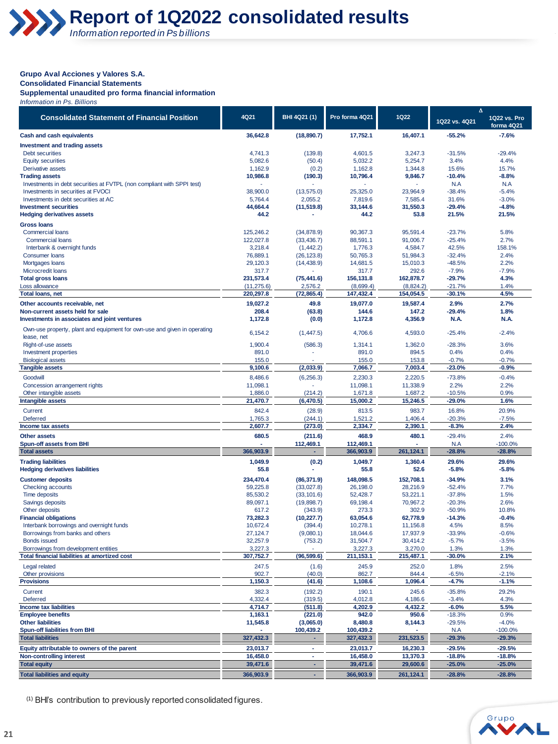# Report of 1Q2022 consolidated results

*Information reported in Ps billions*

**Grupo Aval Acciones y Valores S.A.**
**Consolidated Financial Statements**
**Supplemental unaudited pro forma financial information**
*Information in Ps. Billions*

| Consolidated Statement of Financial Position | 4Q21 | BHI 4Q21 (1) | Pro forma 4Q21 | 1Q22 | Δ 1Q22 vs. 4Q21 | Δ 1Q22 vs. Pro forma 4Q21 |
|---|---|---|---|---|---|---|
| **Cash and cash equivalents** | **36,642.8** | **(18,890.7)** | **17,752.1** | **16,407.1** | **-55.2%** | **-7.6%** |
| **Investment and trading assets** | | | | | | |
| Debt securities | 4,741.3 | (139.8) | 4,601.5 | 3,247.3 | -31.5% | -29.4% |
| Equity securities | 5,082.6 | (50.4) | 5,032.2 | 5,254.7 | 3.4% | 4.4% |
| Derivative assets | 1,162.9 | (0.2) | 1,162.8 | 1,344.8 | 15.6% | 15.7% |
| **Trading assets** | **10,986.8** | **(190.3)** | **10,796.4** | **9,846.7** | **-10.4%** | **-8.8%** |
| Investments in debt securities at FVTPL (non compliant with SPPI test) | - | - | - | - | N.A | N.A |
| Investments in securities at FVOCI | 38,900.0 | (13,575.0) | 25,325.0 | 23,964.9 | -38.4% | -5.4% |
| Investments in debt securities at AC | 5,764.4 | 2,055.2 | 7,819.6 | 7,585.4 | 31.6% | -3.0% |
| **Investment securities** | **44,664.4** | **(11,519.8)** | **33,144.6** | **31,550.3** | **-29.4%** | **-4.8%** |
| **Hedging derivatives assets** | **44.2** | **-** | **44.2** | **53.8** | **21.5%** | **21.5%** |
| **Gross loans** | | | | | | |
| Commercial loans | 125,246.2 | (34,878.9) | 90,367.3 | 95,591.4 | -23.7% | 5.8% |
| Commercial loans | 122,027.8 | (33,436.7) | 88,591.1 | 91,006.7 | -25.4% | 2.7% |
| Interbank & overnight funds | 3,218.4 | (1,442.2) | 1,776.3 | 4,584.7 | 42.5% | 158.1% |
| Consumer loans | 76,889.1 | (26,123.8) | 50,765.3 | 51,984.3 | -32.4% | 2.4% |
| Mortgages loans | 29,120.3 | (14,438.9) | 14,681.5 | 15,010.3 | -48.5% | 2.2% |
| Microcredit loans | 317.7 | - | 317.7 | 292.6 | -7.9% | -7.9% |
| **Total gross loans** | **231,573.4** | **(75,441.6)** | **156,131.8** | **162,878.7** | **-29.7%** | **4.3%** |
| Loss allowance | (11,275.6) | 2,576.2 | (8,699.4) | (8,824.2) | -21.7% | 1.4% |
| **Total loans, net** | **220,297.8** | **(72,865.4)** | **147,432.4** | **154,054.5** | **-30.1%** | **4.5%** |
| **Other accounts receivable, net** | **19,027.2** | **49.8** | **19,077.0** | **19,587.4** | **2.9%** | **2.7%** |
| **Non-current assets held for sale** | **208.4** | **(63.8)** | **144.6** | **147.2** | **-29.4%** | **1.8%** |
| **Investments in associates and joint ventures** | **1,172.8** | **(0.0)** | **1,172.8** | **4,356.9** | **N.A.** | **N.A.** |
| Own-use property, plant and equipment for own-use and given in operating lease, net | 6,154.2 | (1,447.5) | 4,706.6 | 4,593.0 | -25.4% | -2.4% |
| Right-of-use assets | 1,900.4 | (586.3) | 1,314.1 | 1,362.0 | -28.3% | 3.6% |
| Investment properties | 891.0 | - | 891.0 | 894.5 | 0.4% | 0.4% |
| Biological assets | 155.0 | - | 155.0 | 153.8 | -0.7% | -0.7% |
| **Tangible assets** | **9,100.6** | **(2,033.9)** | **7,066.7** | **7,003.4** | **-23.0%** | **-0.9%** |
| Goodwill | 8,486.6 | (6,256.3) | 2,230.3 | 2,220.5 | -73.8% | -0.4% |
| Concession arrangement rights | 11,098.1 | - | 11,098.1 | 11,338.9 | 2.2% | 2.2% |
| Other intangible assets | 1,886.0 | (214.2) | 1,671.8 | 1,687.2 | -10.5% | 0.9% |
| **Intangible assets** | **21,470.7** | **(6,470.5)** | **15,000.2** | **15,246.5** | **-29.0%** | **1.6%** |
| Current | 842.4 | (28.9) | 813.5 | 983.7 | 16.8% | 20.9% |
| Deferred | 1,765.3 | (244.1) | 1,521.2 | 1,406.4 | -20.3% | -7.5% |
| **Income tax assets** | **2,607.7** | **(273.0)** | **2,334.7** | **2,390.1** | **-8.3%** | **2.4%** |
| **Other assets** | **680.5** | **(211.6)** | **468.9** | **480.1** | -29.4% | 2.4% |
| **Spun-off assets from BHI** | **-** | **112,469.1** | **112,469.1** | **-** | N.A | -100.0% |
| **Total assets** | **366,903.9** | **-** | **366,903.9** | **261,124.1** | **-28.8%** | **-28.8%** |
| **Trading liabilities** | **1,049.9** | **(0.2)** | **1,049.7** | **1,360.4** | **29.6%** | **29.6%** |
| **Hedging derivatives liabilities** | **55.8** | **-** | **55.8** | **52.6** | **-5.8%** | **-5.8%** |
| **Customer deposits** | **234,470.4** | **(86,371.9)** | **148,098.5** | **152,708.1** | **-34.9%** | **3.1%** |
| Checking accounts | 59,225.8 | (33,027.8) | 26,198.0 | 28,216.9 | -52.4% | 7.7% |
| Time deposits | 85,530.2 | (33,101.6) | 52,428.7 | 53,221.1 | -37.8% | 1.5% |
| Savings deposits | 89,097.1 | (19,898.7) | 69,198.4 | 70,967.2 | -20.3% | 2.6% |
| Other deposits | 617.2 | (343.9) | 273.3 | 302.9 | -50.9% | 10.8% |
| **Financial obligations** | **73,282.3** | **(10,227.7)** | **63,054.6** | **62,778.9** | **-14.3%** | **-0.4%** |
| Interbank borrowings and overnight funds | 10,672.4 | (394.4) | 10,278.1 | 11,156.8 | 4.5% | 8.5% |
| Borrowings from banks and others | 27,124.7 | (9,080.1) | 18,044.6 | 17,937.9 | -33.9% | -0.6% |
| Bonds issued | 32,257.9 | (753.2) | 31,504.7 | 30,414.2 | -5.7% | -3.5% |
| Borrowings from development entities | 3,227.3 | - | 3,227.3 | 3,270.0 | 1.3% | 1.3% |
| **Total financial liabilities at amortized cost** | **307,752.7** | **(96,599.6)** | **211,153.1** | **215,487.1** | **-30.0%** | **2.1%** |
| Legal related | 247.5 | (1.6) | 245.9 | 252.0 | 1.8% | 2.5% |
| Other provisions | 902.7 | (40.0) | 862.7 | 844.4 | -6.5% | -2.1% |
| **Provisions** | **1,150.3** | **(41.6)** | **1,108.6** | **1,096.4** | **-4.7%** | **-1.1%** |
| Current | 382.3 | (192.2) | 190.1 | 245.6 | -35.8% | 29.2% |
| Deferred | 4,332.4 | (319.5) | 4,012.8 | 4,186.6 | -3.4% | 4.3% |
| **Income tax liabilities** | **4,714.7** | **(511.8)** | **4,202.9** | **4,432.2** | **-6.0%** | **5.5%** |
| **Employee benefits** | **1,163.1** | **(221.0)** | **942.0** | **950.6** | -18.3% | 0.9% |
| **Other liabilities** | **11,545.8** | **(3,065.0)** | **8,480.8** | **8,144.3** | -29.5% | -4.0% |
| **Spun-off liabilities from BHI** | **-** | **100,439.2** | **100,439.2** | **-** | N.A | -100.0% |
| **Total liabilities** | **327,432.3** | **-** | **327,432.3** | **231,523.5** | **-29.3%** | **-29.3%** |
| **Equity attributable to owners of the parent** | **23,013.7** | **-** | **23,013.7** | **16,230.3** | **-29.5%** | **-29.5%** |
| **Non-controlling interest** | **16,458.0** | **-** | **16,458.0** | **13,370.3** | **-18.8%** | **-18.8%** |
| **Total equity** | **39,471.6** | **-** | **39,471.6** | **29,600.6** | **-25.0%** | **-25.0%** |
| **Total liabilities and equity** | **366,903.9** | **-** | **366,903.9** | **261,124.1** | **-28.8%** | **-28.8%** |

(1) BHI's contribution to previously reported consolidated figures.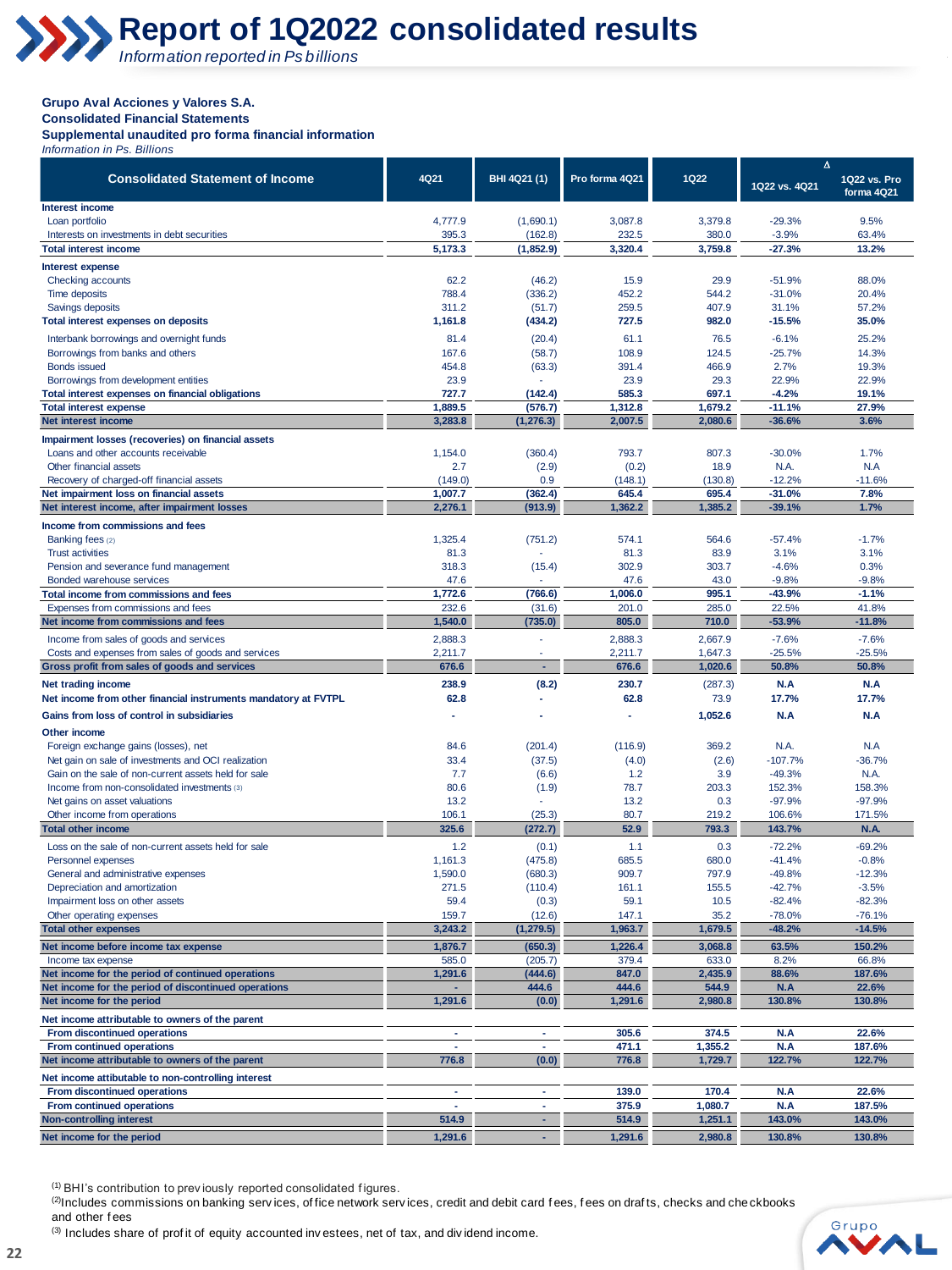# Report of 1Q2022 consolidated results

*Information reported in Ps billions*

**Grupo Aval Acciones y Valores S.A.**
**Consolidated Financial Statements**
**Supplemental unaudited pro forma financial information**
*Information in Ps. Billions*

| Consolidated Statement of Income | 4Q21 | BHI 4Q21 (1) | Pro forma 4Q21 | 1Q22 | Δ 1Q22 vs. 4Q21 | Δ 1Q22 vs. Pro forma 4Q21 |
|---|---|---|---|---|---|---|
| **Interest income** | | | | | | |
| Loan portfolio | 4,777.9 | (1,690.1) | 3,087.8 | 3,379.8 | -29.3% | 9.5% |
| Interests on investments in debt securities | 395.3 | (162.8) | 232.5 | 380.0 | -3.9% | 63.4% |
| **Total interest income** | **5,173.3** | **(1,852.9)** | **3,320.4** | **3,759.8** | **-27.3%** | **13.2%** |
| **Interest expense** | | | | | | |
| Checking accounts | 62.2 | (46.2) | 15.9 | 29.9 | -51.9% | 88.0% |
| Time deposits | 788.4 | (336.2) | 452.2 | 544.2 | -31.0% | 20.4% |
| Savings deposits | 311.2 | (51.7) | 259.5 | 407.9 | 31.1% | 57.2% |
| **Total interest expenses on deposits** | **1,161.8** | **(434.2)** | **727.5** | **982.0** | **-15.5%** | **35.0%** |
| Interbank borrowings and overnight funds | 81.4 | (20.4) | 61.1 | 76.5 | -6.1% | 25.2% |
| Borrowings from banks and others | 167.6 | (58.7) | 108.9 | 124.5 | -25.7% | 14.3% |
| Bonds issued | 454.8 | (63.3) | 391.4 | 466.9 | 2.7% | 19.3% |
| Borrowings from development entities | 23.9 | - | 23.9 | 29.3 | 22.9% | 22.9% |
| **Total interest expenses on financial obligations** | **727.7** | **(142.4)** | **585.3** | **697.1** | **-4.2%** | **19.1%** |
| **Total interest expense** | **1,889.5** | **(576.7)** | **1,312.8** | **1,679.2** | **-11.1%** | **27.9%** |
| **Net interest income** | **3,283.8** | **(1,276.3)** | **2,007.5** | **2,080.6** | **-36.6%** | **3.6%** |
| **Impairment losses (recoveries) on financial assets** | | | | | | |
| Loans and other accounts receivable | 1,154.0 | (360.4) | 793.7 | 807.3 | -30.0% | 1.7% |
| Other financial assets | 2.7 | (2.9) | (0.2) | 18.9 | N.A. | N.A |
| Recovery of charged-off financial assets | (149.0) | 0.9 | (148.1) | (130.8) | -12.2% | -11.6% |
| **Net impairment loss on financial assets** | **1,007.7** | **(362.4)** | **645.4** | **695.4** | **-31.0%** | **7.8%** |
| **Net interest income, after impairment losses** | **2,276.1** | **(913.9)** | **1,362.2** | **1,385.2** | **-39.1%** | **1.7%** |
| **Income from commissions and fees** | | | | | | |
| Banking fees (2) | 1,325.4 | (751.2) | 574.1 | 564.6 | -57.4% | -1.7% |
| Trust activities | 81.3 | - | 81.3 | 83.9 | 3.1% | 3.1% |
| Pension and severance fund management | 318.3 | (15.4) | 302.9 | 303.7 | -4.6% | 0.3% |
| Bonded warehouse services | 47.6 | - | 47.6 | 43.0 | -9.8% | -9.8% |
| **Total income from commissions and fees** | **1,772.6** | **(766.6)** | **1,006.0** | **995.1** | **-43.9%** | **-1.1%** |
| Expenses from commissions and fees | 232.6 | (31.6) | 201.0 | 285.0 | 22.5% | 41.8% |
| **Net income from commissions and fees** | **1,540.0** | **(735.0)** | **805.0** | **710.0** | **-53.9%** | **-11.8%** |
| Income from sales of goods and services | 2,888.3 | - | 2,888.3 | 2,667.9 | -7.6% | -7.6% |
| Costs and expenses from sales of goods and services | 2,211.7 | - | 2,211.7 | 1,647.3 | -25.5% | -25.5% |
| **Gross profit from sales of goods and services** | **676.6** | **-** | **676.6** | **1,020.6** | **50.8%** | **50.8%** |
| **Net trading income** | **238.9** | **(8.2)** | **230.7** | (287.3) | **N.A** | **N.A** |
| **Net income from other financial instruments mandatory at FVTPL** | **62.8** | **-** | **62.8** | 73.9 | **17.7%** | **17.7%** |
| **Gains from loss of control in subsidiaries** | **-** | **-** | **-** | **1,052.6** | **N.A** | **N.A** |
| **Other income** | | | | | | |
| Foreign exchange gains (losses), net | 84.6 | (201.4) | (116.9) | 369.2 | N.A. | N.A |
| Net gain on sale of investments and OCI realization | 33.4 | (37.5) | (4.0) | (2.6) | -107.7% | -36.7% |
| Gain on the sale of non-current assets held for sale | 7.7 | (6.6) | 1.2 | 3.9 | -49.3% | N.A. |
| Income from non-consolidated investments (3) | 80.6 | (1.9) | 78.7 | 203.3 | 152.3% | 158.3% |
| Net gains on asset valuations | 13.2 | - | 13.2 | 0.3 | -97.9% | -97.9% |
| Other income from operations | 106.1 | (25.3) | 80.7 | 219.2 | 106.6% | 171.5% |
| **Total other income** | **325.6** | **(272.7)** | **52.9** | **793.3** | **143.7%** | **N.A.** |
| Loss on the sale of non-current assets held for sale | 1.2 | (0.1) | 1.1 | 0.3 | -72.2% | -69.2% |
| Personnel expenses | 1,161.3 | (475.8) | 685.5 | 680.0 | -41.4% | -0.8% |
| General and administrative expenses | 1,590.0 | (680.3) | 909.7 | 797.9 | -49.8% | -12.3% |
| Depreciation and amortization | 271.5 | (110.4) | 161.1 | 155.5 | -42.7% | -3.5% |
| Impairment loss on other assets | 59.4 | (0.3) | 59.1 | 10.5 | -82.4% | -82.3% |
| Other operating expenses | 159.7 | (12.6) | 147.1 | 35.2 | -78.0% | -76.1% |
| **Total other expenses** | **3,243.2** | **(1,279.5)** | **1,963.7** | **1,679.5** | **-48.2%** | **-14.5%** |
| **Net income before income tax expense** | **1,876.7** | **(650.3)** | **1,226.4** | **3,068.8** | **63.5%** | **150.2%** |
| Income tax expense | 585.0 | (205.7) | 379.4 | 633.0 | 8.2% | 66.8% |
| **Net income for the period of continued operations** | **1,291.6** | **(444.6)** | **847.0** | **2,435.9** | **88.6%** | **187.6%** |
| **Net income for the period of discontinued operations** | **-** | **444.6** | **444.6** | **544.9** | **N.A** | **22.6%** |
| **Net income for the period** | **1,291.6** | **(0.0)** | **1,291.6** | **2,980.8** | **130.8%** | **130.8%** |
| **Net income attributable to owners of the parent** | | | | | | |
| **From discontinued operations** | **-** | **-** | **305.6** | **374.5** | **N.A** | **22.6%** |
| **From continued operations** | **-** | **-** | **471.1** | **1,355.2** | **N.A** | **187.6%** |
| **Net income attributable to owners of the parent** | **776.8** | **(0.0)** | **776.8** | **1,729.7** | **122.7%** | **122.7%** |
| **Net income attibutable to non-controlling interest** | | | | | | |
| **From discontinued operations** | **-** | **-** | **139.0** | **170.4** | **N.A** | **22.6%** |
| **From continued operations** | **-** | **-** | **375.9** | **1,080.7** | **N.A** | **187.5%** |
| **Non-controlling interest** | **514.9** | **-** | **514.9** | **1,251.1** | **143.0%** | **143.0%** |
| **Net income for the period** | **1,291.6** | **-** | **1,291.6** | **2,980.8** | **130.8%** | **130.8%** |

(1) BHI's contribution to previously reported consolidated figures.
(2) Includes commissions on banking services, office network services, credit and debit card fees, fees on drafts, checks and checkbooks and other fees
(3) Includes share of profit of equity accounted investees, net of tax, and dividend income.